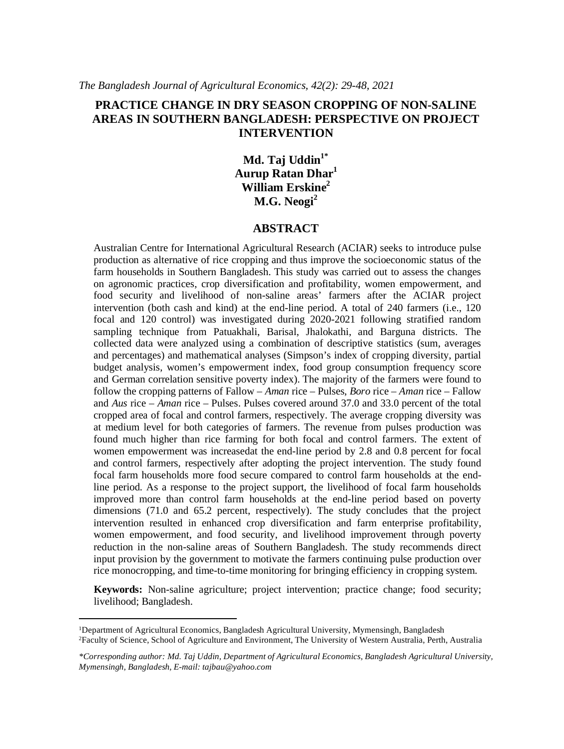# PRACTICE CHANGE IN DRY SEASON CROPPING OF NON-SALINE AREAS IN SOUTHERN BANGLADESH: PERSPECTIVE ON PROJECT INTERVENTION

**Md. Taj Uddin[1*]**
**Aurup Ratan Dhar[1]**
**William Erskine[2]**
**M.G. Neogi[2]**

## ABSTRACT

Australian Centre for International Agricultural Research (ACIAR) seeks to introduce pulse production as alternative of rice cropping and thus improve the socioeconomic status of the farm households in Southern Bangladesh. This study was carried out to assess the changes on agronomic practices, crop diversification and profitability, women empowerment, and food security and livelihood of non-saline areas' farmers after the ACIAR project intervention (both cash and kind) at the end-line period. A total of 240 farmers (i.e., 120 focal and 120 control) was investigated during 2020-2021 following stratified random sampling technique from Patuakhali, Barisal, Jhalokathi, and Barguna districts. The collected data were analyzed using a combination of descriptive statistics (sum, averages and percentages) and mathematical analyses (Simpson's index of cropping diversity, partial budget analysis, women's empowerment index, food group consumption frequency score and German correlation sensitive poverty index). The majority of the farmers were found to follow the cropping patterns of Fallow – *Aman* rice – Pulses, *Boro* rice – *Aman* rice – Fallow and *Aus* rice – *Aman* rice – Pulses. Pulses covered around 37.0 and 33.0 percent of the total cropped area of focal and control farmers, respectively. The average cropping diversity was at medium level for both categories of farmers. The revenue from pulses production was found much higher than rice farming for both focal and control farmers. The extent of women empowerment was increasedat the end-line period by 2.8 and 0.8 percent for focal and control farmers, respectively after adopting the project intervention. The study found focal farm households more food secure compared to control farm households at the end-line period. As a response to the project support, the livelihood of focal farm households improved more than control farm households at the end-line period based on poverty dimensions (71.0 and 65.2 percent, respectively). The study concludes that the project intervention resulted in enhanced crop diversification and farm enterprise profitability, women empowerment, and food security, and livelihood improvement through poverty reduction in the non-saline areas of Southern Bangladesh. The study recommends direct input provision by the government to motivate the farmers continuing pulse production over rice monocropping, and time-to-time monitoring for bringing efficiency in cropping system.

**Keywords:** Non-saline agriculture; project intervention; practice change; food security; livelihood; Bangladesh.

---

[1]Department of Agricultural Economics, Bangladesh Agricultural University, Mymensingh, Bangladesh
[2]Faculty of Science, School of Agriculture and Environment, The University of Western Australia, Perth, Australia

*\*Corresponding author: Md. Taj Uddin, Department of Agricultural Economics, Bangladesh Agricultural University, Mymensingh, Bangladesh, E-mail: tajbau@yahoo.com*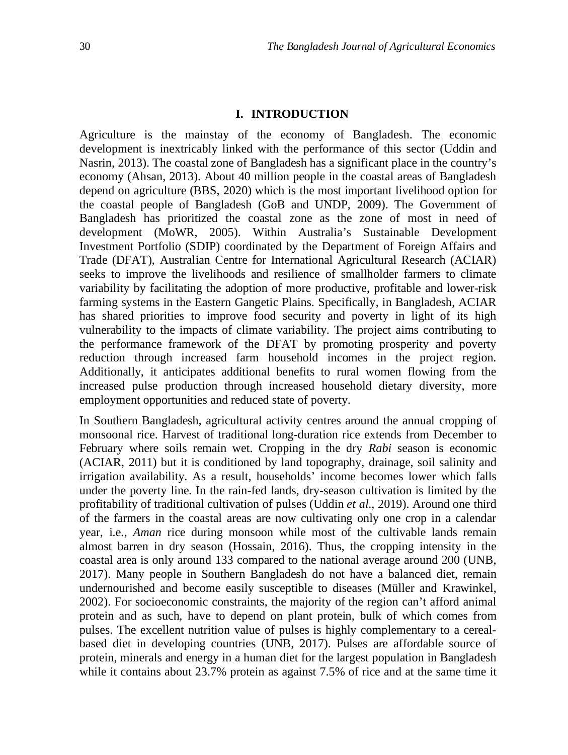## I. INTRODUCTION

Agriculture is the mainstay of the economy of Bangladesh. The economic development is inextricably linked with the performance of this sector (Uddin and Nasrin, 2013). The coastal zone of Bangladesh has a significant place in the country's economy (Ahsan, 2013). About 40 million people in the coastal areas of Bangladesh depend on agriculture (BBS, 2020) which is the most important livelihood option for the coastal people of Bangladesh (GoB and UNDP, 2009). The Government of Bangladesh has prioritized the coastal zone as the zone of most in need of development (MoWR, 2005). Within Australia's Sustainable Development Investment Portfolio (SDIP) coordinated by the Department of Foreign Affairs and Trade (DFAT), Australian Centre for International Agricultural Research (ACIAR) seeks to improve the livelihoods and resilience of smallholder farmers to climate variability by facilitating the adoption of more productive, profitable and lower-risk farming systems in the Eastern Gangetic Plains. Specifically, in Bangladesh, ACIAR has shared priorities to improve food security and poverty in light of its high vulnerability to the impacts of climate variability. The project aims contributing to the performance framework of the DFAT by promoting prosperity and poverty reduction through increased farm household incomes in the project region. Additionally, it anticipates additional benefits to rural women flowing from the increased pulse production through increased household dietary diversity, more employment opportunities and reduced state of poverty.

In Southern Bangladesh, agricultural activity centres around the annual cropping of monsoonal rice. Harvest of traditional long-duration rice extends from December to February where soils remain wet. Cropping in the dry *Rabi* season is economic (ACIAR, 2011) but it is conditioned by land topography, drainage, soil salinity and irrigation availability. As a result, households' income becomes lower which falls under the poverty line. In the rain-fed lands, dry-season cultivation is limited by the profitability of traditional cultivation of pulses (Uddin *et al.*, 2019). Around one third of the farmers in the coastal areas are now cultivating only one crop in a calendar year, i.e., *Aman* rice during monsoon while most of the cultivable lands remain almost barren in dry season (Hossain, 2016). Thus, the cropping intensity in the coastal area is only around 133 compared to the national average around 200 (UNB, 2017). Many people in Southern Bangladesh do not have a balanced diet, remain undernourished and become easily susceptible to diseases (Müller and Krawinkel, 2002). For socioeconomic constraints, the majority of the region can't afford animal protein and as such, have to depend on plant protein, bulk of which comes from pulses. The excellent nutrition value of pulses is highly complementary to a cereal-based diet in developing countries (UNB, 2017). Pulses are affordable source of protein, minerals and energy in a human diet for the largest population in Bangladesh while it contains about 23.7% protein as against 7.5% of rice and at the same time it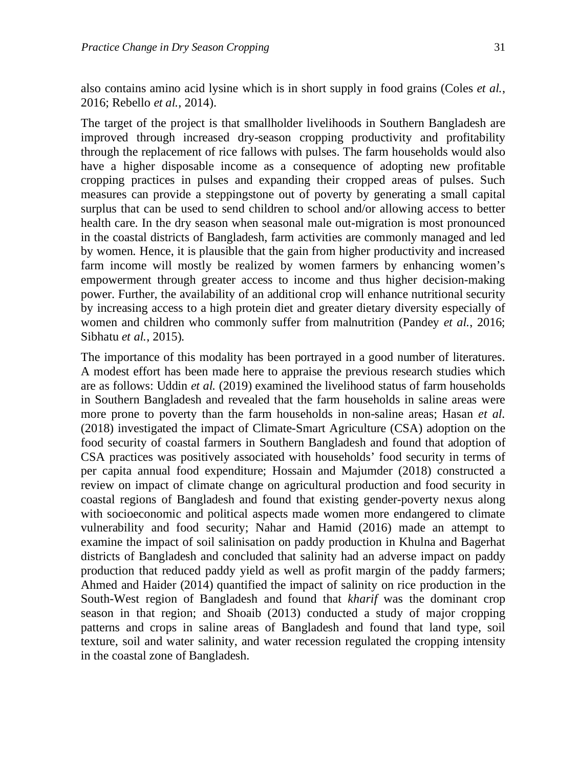also contains amino acid lysine which is in short supply in food grains (Coles *et al.*, 2016; Rebello *et al.*, 2014).

The target of the project is that smallholder livelihoods in Southern Bangladesh are improved through increased dry-season cropping productivity and profitability through the replacement of rice fallows with pulses. The farm households would also have a higher disposable income as a consequence of adopting new profitable cropping practices in pulses and expanding their cropped areas of pulses. Such measures can provide a steppingstone out of poverty by generating a small capital surplus that can be used to send children to school and/or allowing access to better health care. In the dry season when seasonal male out-migration is most pronounced in the coastal districts of Bangladesh, farm activities are commonly managed and led by women. Hence, it is plausible that the gain from higher productivity and increased farm income will mostly be realized by women farmers by enhancing women's empowerment through greater access to income and thus higher decision-making power. Further, the availability of an additional crop will enhance nutritional security by increasing access to a high protein diet and greater dietary diversity especially of women and children who commonly suffer from malnutrition (Pandey *et al.*, 2016; Sibhatu *et al.*, 2015).

The importance of this modality has been portrayed in a good number of literatures. A modest effort has been made here to appraise the previous research studies which are as follows: Uddin *et al.* (2019) examined the livelihood status of farm households in Southern Bangladesh and revealed that the farm households in saline areas were more prone to poverty than the farm households in non-saline areas; Hasan *et al.* (2018) investigated the impact of Climate-Smart Agriculture (CSA) adoption on the food security of coastal farmers in Southern Bangladesh and found that adoption of CSA practices was positively associated with households' food security in terms of per capita annual food expenditure; Hossain and Majumder (2018) constructed a review on impact of climate change on agricultural production and food security in coastal regions of Bangladesh and found that existing gender-poverty nexus along with socioeconomic and political aspects made women more endangered to climate vulnerability and food security; Nahar and Hamid (2016) made an attempt to examine the impact of soil salinisation on paddy production in Khulna and Bagerhat districts of Bangladesh and concluded that salinity had an adverse impact on paddy production that reduced paddy yield as well as profit margin of the paddy farmers; Ahmed and Haider (2014) quantified the impact of salinity on rice production in the South-West region of Bangladesh and found that *kharif* was the dominant crop season in that region; and Shoaib (2013) conducted a study of major cropping patterns and crops in saline areas of Bangladesh and found that land type, soil texture, soil and water salinity, and water recession regulated the cropping intensity in the coastal zone of Bangladesh.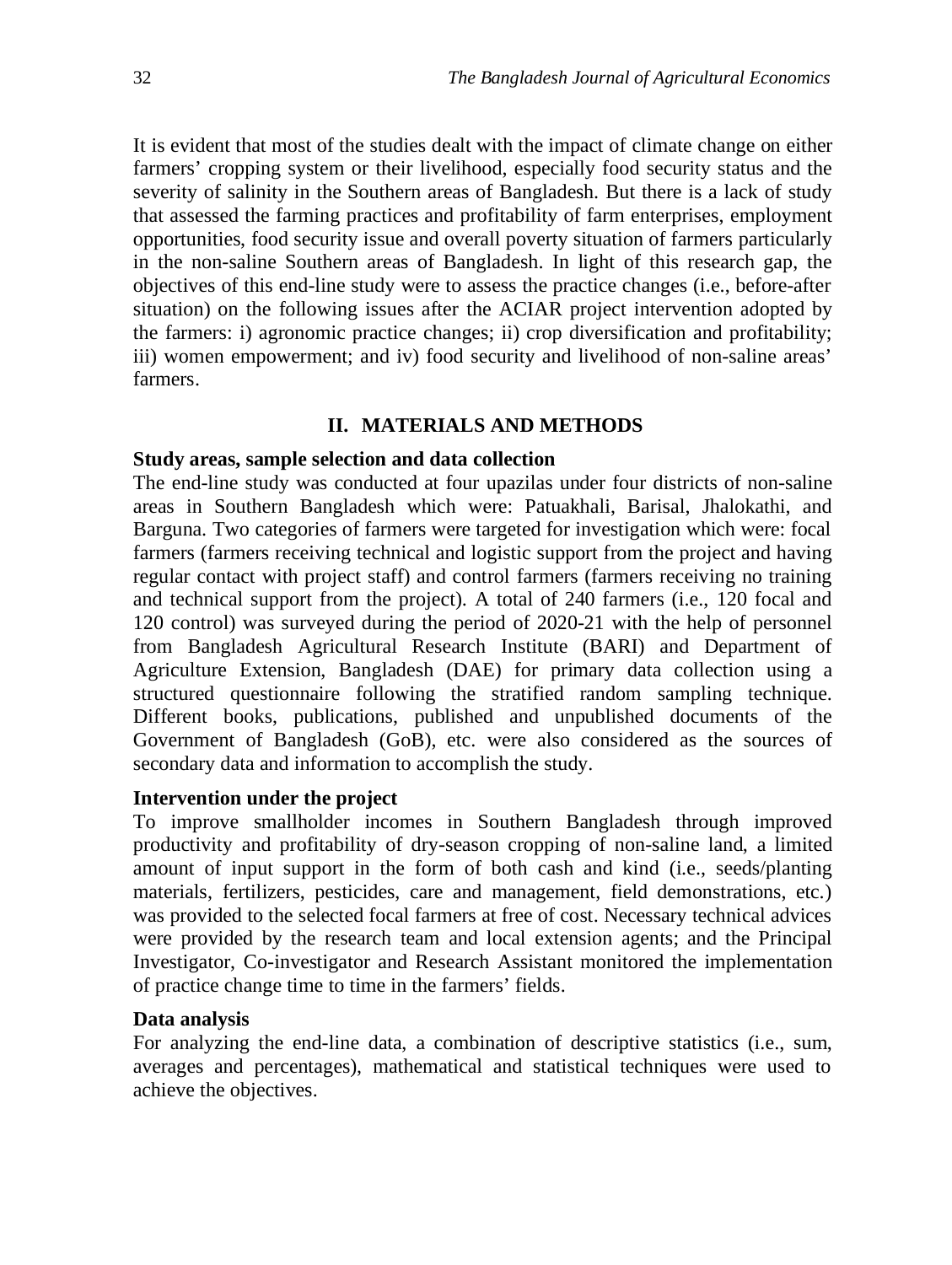It is evident that most of the studies dealt with the impact of climate change on either farmers' cropping system or their livelihood, especially food security status and the severity of salinity in the Southern areas of Bangladesh. But there is a lack of study that assessed the farming practices and profitability of farm enterprises, employment opportunities, food security issue and overall poverty situation of farmers particularly in the non-saline Southern areas of Bangladesh. In light of this research gap, the objectives of this end-line study were to assess the practice changes (i.e., before-after situation) on the following issues after the ACIAR project intervention adopted by the farmers: i) agronomic practice changes; ii) crop diversification and profitability; iii) women empowerment; and iv) food security and livelihood of non-saline areas' farmers.

## II. MATERIALS AND METHODS

### Study areas, sample selection and data collection

The end-line study was conducted at four upazilas under four districts of non-saline areas in Southern Bangladesh which were: Patuakhali, Barisal, Jhalokathi, and Barguna. Two categories of farmers were targeted for investigation which were: focal farmers (farmers receiving technical and logistic support from the project and having regular contact with project staff) and control farmers (farmers receiving no training and technical support from the project). A total of 240 farmers (i.e., 120 focal and 120 control) was surveyed during the period of 2020-21 with the help of personnel from Bangladesh Agricultural Research Institute (BARI) and Department of Agriculture Extension, Bangladesh (DAE) for primary data collection using a structured questionnaire following the stratified random sampling technique. Different books, publications, published and unpublished documents of the Government of Bangladesh (GoB), etc. were also considered as the sources of secondary data and information to accomplish the study.

### Intervention under the project

To improve smallholder incomes in Southern Bangladesh through improved productivity and profitability of dry-season cropping of non-saline land, a limited amount of input support in the form of both cash and kind (i.e., seeds/planting materials, fertilizers, pesticides, care and management, field demonstrations, etc.) was provided to the selected focal farmers at free of cost. Necessary technical advices were provided by the research team and local extension agents; and the Principal Investigator, Co-investigator and Research Assistant monitored the implementation of practice change time to time in the farmers' fields.

### Data analysis

For analyzing the end-line data, a combination of descriptive statistics (i.e., sum, averages and percentages), mathematical and statistical techniques were used to achieve the objectives.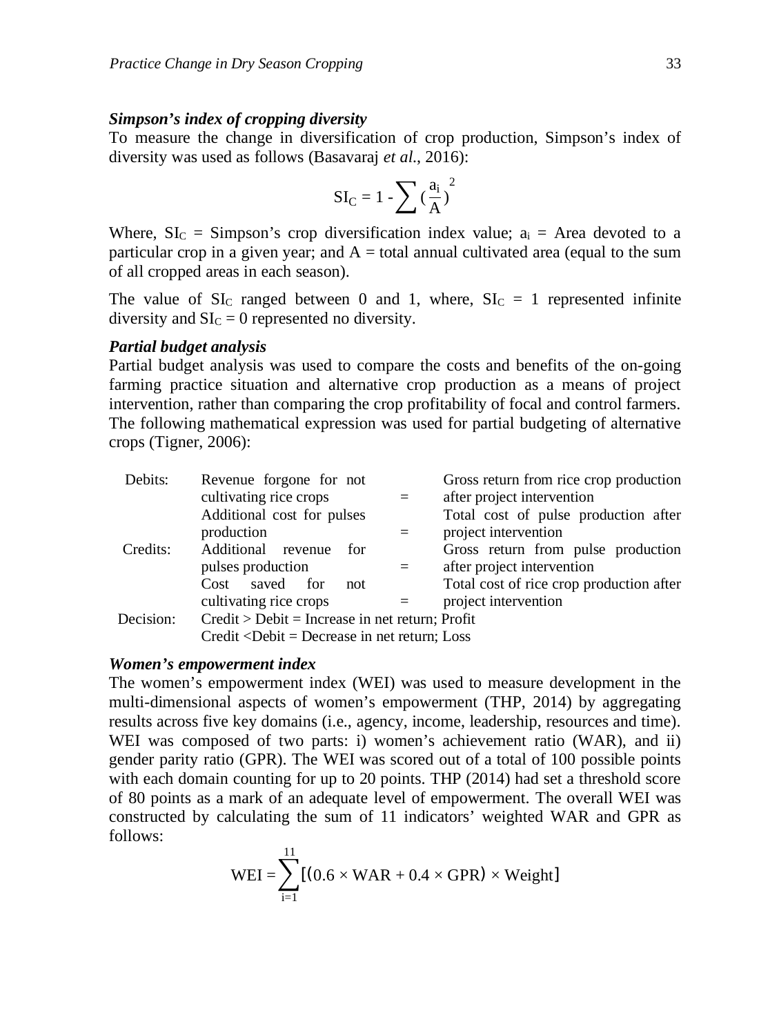***Simpson's index of cropping diversity***

To measure the change in diversification of crop production, Simpson's index of diversity was used as follows (Basavaraj *et al*., 2016):

$$SI_C = 1 - \sum \left(\frac{a_i}{A}\right)^2$$

Where, $SI_C$ = Simpson's crop diversification index value; $a_i$ = Area devoted to a particular crop in a given year; and A = total annual cultivated area (equal to the sum of all cropped areas in each season).

The value of $SI_C$ ranged between 0 and 1, where, $SI_C = 1$ represented infinite diversity and $SI_C = 0$ represented no diversity.

***Partial budget analysis***

Partial budget analysis was used to compare the costs and benefits of the on-going farming practice situation and alternative crop production as a means of project intervention, rather than comparing the crop profitability of focal and control farmers. The following mathematical expression was used for partial budgeting of alternative crops (Tigner, 2006):

| | | | |
|---|---|---|---|
| Debits: | Revenue forgone for not cultivating rice crops | = | Gross return from rice crop production after project intervention |
| | Additional cost for pulses production | = | Total cost of pulse production after project intervention |
| Credits: | Additional revenue for pulses production | = | Gross return from pulse production after project intervention |
| | Cost saved for not cultivating rice crops | = | Total cost of rice crop production after project intervention |
| Decision: | Credit > Debit = Increase in net return; Profit | | |
| | Credit <Debit = Decrease in net return; Loss | | |

***Women's empowerment index***

The women's empowerment index (WEI) was used to measure development in the multi-dimensional aspects of women's empowerment (THP, 2014) by aggregating results across five key domains (i.e., agency, income, leadership, resources and time). WEI was composed of two parts: i) women's achievement ratio (WAR), and ii) gender parity ratio (GPR). The WEI was scored out of a total of 100 possible points with each domain counting for up to 20 points. THP (2014) had set a threshold score of 80 points as a mark of an adequate level of empowerment. The overall WEI was constructed by calculating the sum of 11 indicators' weighted WAR and GPR as follows:

$$WEI = \sum_{i=1}^{11} \left[ (0.6 \times WAR + 0.4 \times GPR) \times Weight \right]$$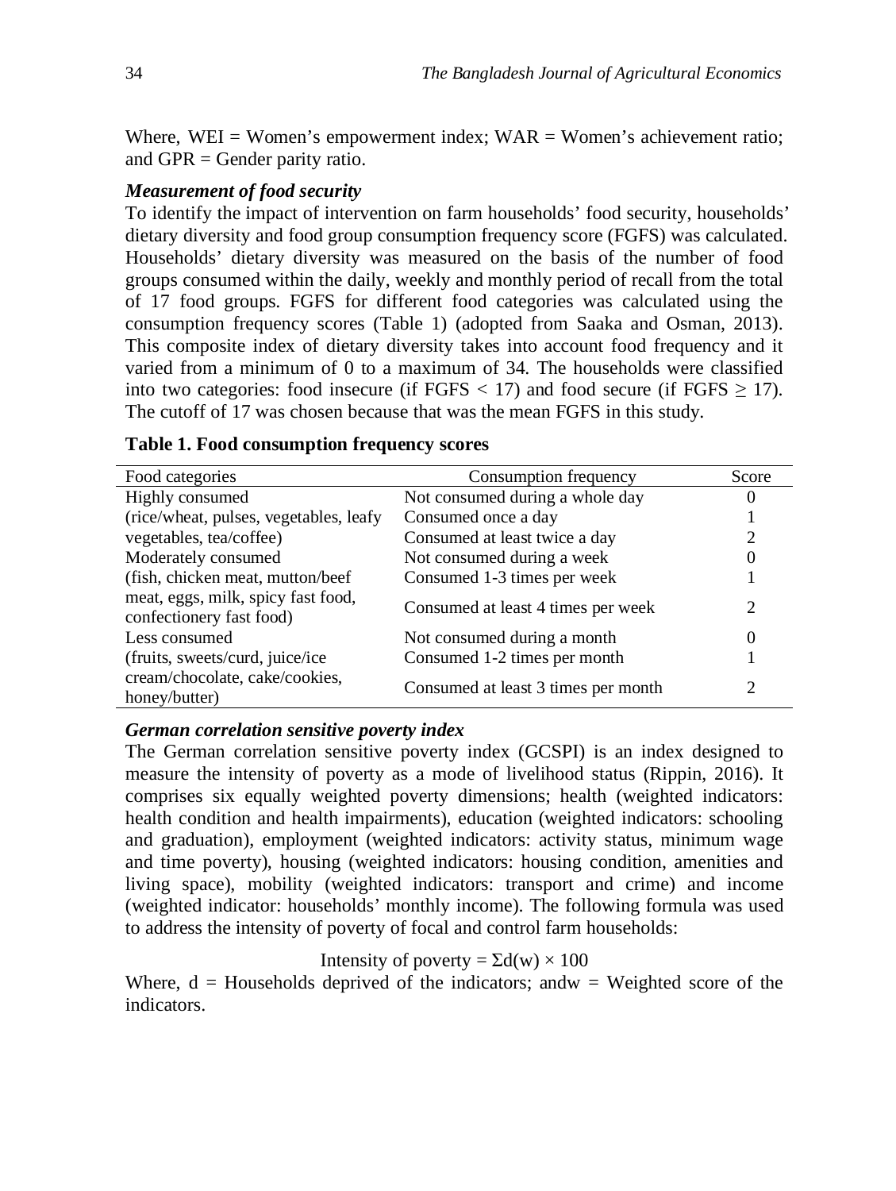Where, WEI = Women's empowerment index; WAR = Women's achievement ratio; and GPR = Gender parity ratio.

### *Measurement of food security*

To identify the impact of intervention on farm households' food security, households' dietary diversity and food group consumption frequency score (FGFS) was calculated. Households' dietary diversity was measured on the basis of the number of food groups consumed within the daily, weekly and monthly period of recall from the total of 17 food groups. FGFS for different food categories was calculated using the consumption frequency scores (Table 1) (adopted from Saaka and Osman, 2013). This composite index of dietary diversity takes into account food frequency and it varied from a minimum of 0 to a maximum of 34. The households were classified into two categories: food insecure (if FGFS $< 17$) and food secure (if FGFS $\geq 17$). The cutoff of 17 was chosen because that was the mean FGFS in this study.

**Table 1. Food consumption frequency scores**

| Food categories | Consumption frequency | Score |
|---|---|---|
| Highly consumed | Not consumed during a whole day | 0 |
| (rice/wheat, pulses, vegetables, leafy | Consumed once a day | 1 |
| vegetables, tea/coffee) | Consumed at least twice a day | 2 |
| Moderately consumed | Not consumed during a week | 0 |
| (fish, chicken meat, mutton/beef | Consumed 1-3 times per week | 1 |
| meat, eggs, milk, spicy fast food, confectionery fast food) | Consumed at least 4 times per week | 2 |
| Less consumed | Not consumed during a month | 0 |
| (fruits, sweets/curd, juice/ice | Consumed 1-2 times per month | 1 |
| cream/chocolate, cake/cookies, honey/butter) | Consumed at least 3 times per month | 2 |

### *German correlation sensitive poverty index*

The German correlation sensitive poverty index (GCSPI) is an index designed to measure the intensity of poverty as a mode of livelihood status (Rippin, 2016). It comprises six equally weighted poverty dimensions; health (weighted indicators: health condition and health impairments), education (weighted indicators: schooling and graduation), employment (weighted indicators: activity status, minimum wage and time poverty), housing (weighted indicators: housing condition, amenities and living space), mobility (weighted indicators: transport and crime) and income (weighted indicator: households' monthly income). The following formula was used to address the intensity of poverty of focal and control farm households:

$$\text{Intensity of poverty} = \Sigma d(w) \times 100$$

Where, d = Households deprived of the indicators; andw = Weighted score of the indicators.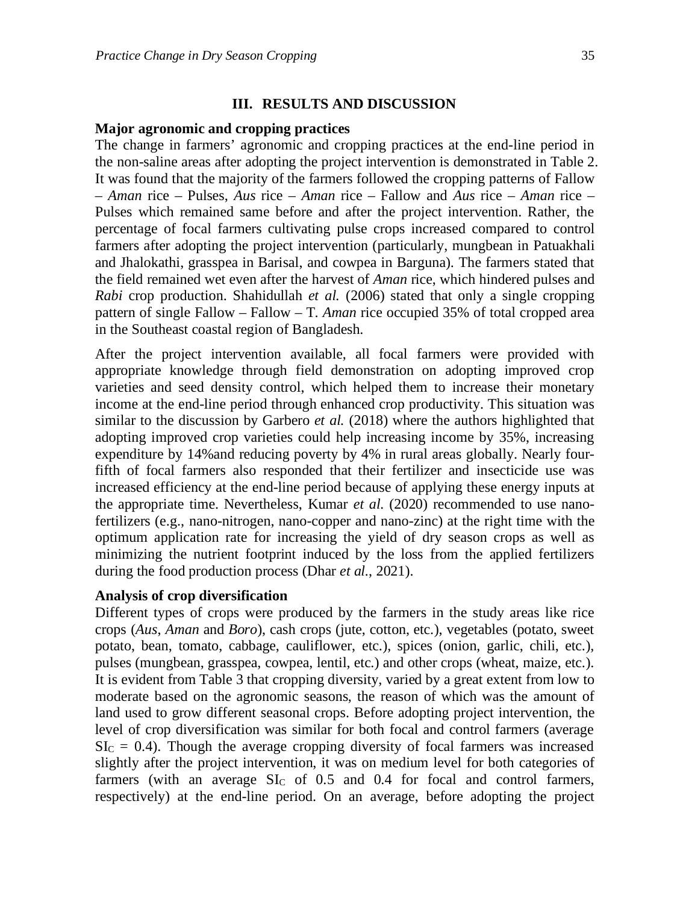## III. RESULTS AND DISCUSSION

### Major agronomic and cropping practices

The change in farmers' agronomic and cropping practices at the end-line period in the non-saline areas after adopting the project intervention is demonstrated in Table 2. It was found that the majority of the farmers followed the cropping patterns of Fallow – *Aman* rice – Pulses, *Aus* rice – *Aman* rice – Fallow and *Aus* rice – *Aman* rice – Pulses which remained same before and after the project intervention. Rather, the percentage of focal farmers cultivating pulse crops increased compared to control farmers after adopting the project intervention (particularly, mungbean in Patuakhali and Jhalokathi, grasspea in Barisal, and cowpea in Barguna). The farmers stated that the field remained wet even after the harvest of *Aman* rice, which hindered pulses and *Rabi* crop production. Shahidullah *et al.* (2006) stated that only a single cropping pattern of single Fallow – Fallow – T. *Aman* rice occupied 35% of total cropped area in the Southeast coastal region of Bangladesh.

After the project intervention available, all focal farmers were provided with appropriate knowledge through field demonstration on adopting improved crop varieties and seed density control, which helped them to increase their monetary income at the end-line period through enhanced crop productivity. This situation was similar to the discussion by Garbero *et al.* (2018) where the authors highlighted that adopting improved crop varieties could help increasing income by 35%, increasing expenditure by 14%and reducing poverty by 4% in rural areas globally. Nearly four-fifth of focal farmers also responded that their fertilizer and insecticide use was increased efficiency at the end-line period because of applying these energy inputs at the appropriate time. Nevertheless, Kumar *et al.* (2020) recommended to use nano-fertilizers (e.g., nano-nitrogen, nano-copper and nano-zinc) at the right time with the optimum application rate for increasing the yield of dry season crops as well as minimizing the nutrient footprint induced by the loss from the applied fertilizers during the food production process (Dhar *et al.*, 2021).

### Analysis of crop diversification

Different types of crops were produced by the farmers in the study areas like rice crops (*Aus*, *Aman* and *Boro*), cash crops (jute, cotton, etc.), vegetables (potato, sweet potato, bean, tomato, cabbage, cauliflower, etc.), spices (onion, garlic, chili, etc.), pulses (mungbean, grasspea, cowpea, lentil, etc.) and other crops (wheat, maize, etc.). It is evident from Table 3 that cropping diversity, varied by a great extent from low to moderate based on the agronomic seasons, the reason of which was the amount of land used to grow different seasonal crops. Before adopting project intervention, the level of crop diversification was similar for both focal and control farmers (average $SI_C = 0.4$). Though the average cropping diversity of focal farmers was increased slightly after the project intervention, it was on medium level for both categories of farmers (with an average $SI_C$ of 0.5 and 0.4 for focal and control farmers, respectively) at the end-line period. On an average, before adopting the project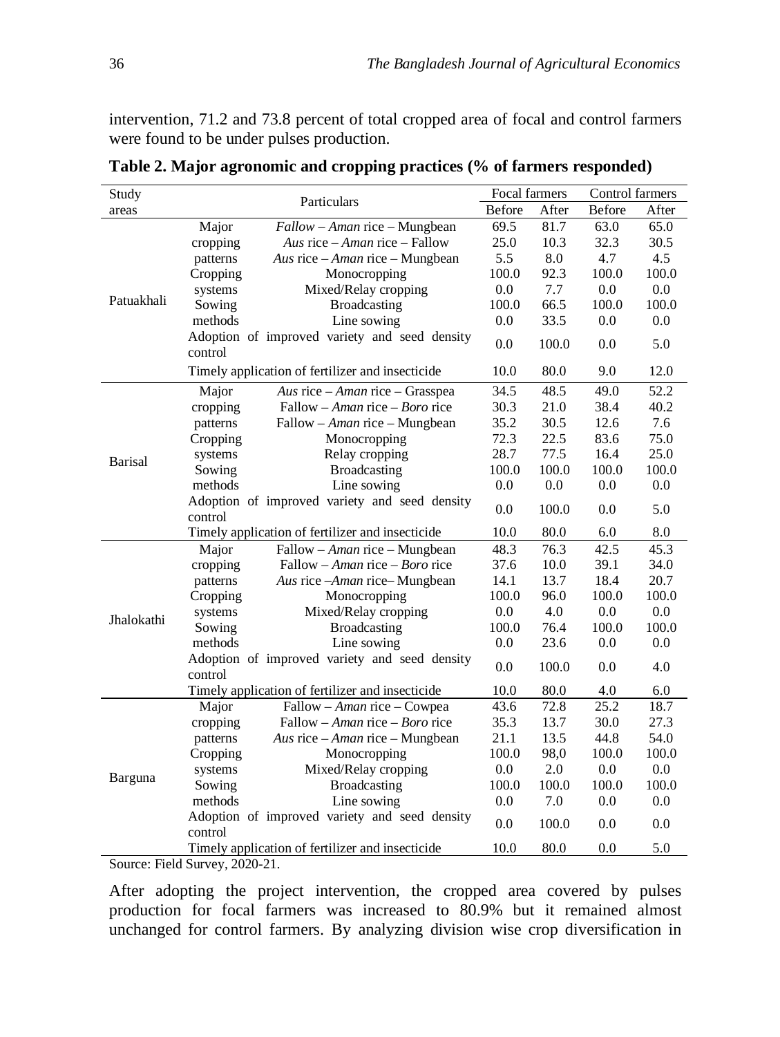intervention, 71.2 and 73.8 percent of total cropped area of focal and control farmers were found to be under pulses production.

**Table 2. Major agronomic and cropping practices (% of farmers responded)**

| Study areas | Particulars | | Focal farmers | | Control farmers | |
|---|---|---|---|---|---|---|
| | | | Before | After | Before | After |
| Patuakhali | Major cropping patterns | *Fallow* – *Aman* rice – Mungbean | 69.5 | 81.7 | 63.0 | 65.0 |
| | | *Aus* rice – *Aman* rice – Fallow | 25.0 | 10.3 | 32.3 | 30.5 |
| | | *Aus* rice – *Aman* rice – Mungbean | 5.5 | 8.0 | 4.7 | 4.5 |
| | Cropping systems | Monocropping | 100.0 | 92.3 | 100.0 | 100.0 |
| | | Mixed/Relay cropping | 0.0 | 7.7 | 0.0 | 0.0 |
| | Sowing methods | Broadcasting | 100.0 | 66.5 | 100.0 | 100.0 |
| | | Line sowing | 0.0 | 33.5 | 0.0 | 0.0 |
| | Adoption of improved variety and seed density control | | 0.0 | 100.0 | 0.0 | 5.0 |
| | Timely application of fertilizer and insecticide | | 10.0 | 80.0 | 9.0 | 12.0 |
| Barisal | Major cropping patterns | *Aus* rice – *Aman* rice – Grasspea | 34.5 | 48.5 | 49.0 | 52.2 |
| | | Fallow – *Aman* rice – *Boro* rice | 30.3 | 21.0 | 38.4 | 40.2 |
| | | Fallow – *Aman* rice – Mungbean | 35.2 | 30.5 | 12.6 | 7.6 |
| | Cropping systems | Monocropping | 72.3 | 22.5 | 83.6 | 75.0 |
| | | Relay cropping | 28.7 | 77.5 | 16.4 | 25.0 |
| | Sowing methods | Broadcasting | 100.0 | 100.0 | 100.0 | 100.0 |
| | | Line sowing | 0.0 | 0.0 | 0.0 | 0.0 |
| | Adoption of improved variety and seed density control | | 0.0 | 100.0 | 0.0 | 5.0 |
| | Timely application of fertilizer and insecticide | | 10.0 | 80.0 | 6.0 | 8.0 |
| Jhalokathi | Major cropping patterns | Fallow – *Aman* rice – Mungbean | 48.3 | 76.3 | 42.5 | 45.3 |
| | | Fallow – *Aman* rice – *Boro* rice | 37.6 | 10.0 | 39.1 | 34.0 |
| | | *Aus* rice –*Aman* rice– Mungbean | 14.1 | 13.7 | 18.4 | 20.7 |
| | Cropping systems | Monocropping | 100.0 | 96.0 | 100.0 | 100.0 |
| | | Mixed/Relay cropping | 0.0 | 4.0 | 0.0 | 0.0 |
| | Sowing methods | Broadcasting | 100.0 | 76.4 | 100.0 | 100.0 |
| | | Line sowing | 0.0 | 23.6 | 0.0 | 0.0 |
| | Adoption of improved variety and seed density control | | 0.0 | 100.0 | 0.0 | 4.0 |
| | Timely application of fertilizer and insecticide | | 10.0 | 80.0 | 4.0 | 6.0 |
| Barguna | Major cropping patterns | Fallow – *Aman* rice – Cowpea | 43.6 | 72.8 | 25.2 | 18.7 |
| | | Fallow – *Aman* rice – *Boro* rice | 35.3 | 13.7 | 30.0 | 27.3 |
| | | *Aus* rice – *Aman* rice – Mungbean | 21.1 | 13.5 | 44.8 | 54.0 |
| | Cropping systems | Monocropping | 100.0 | 98,0 | 100.0 | 100.0 |
| | | Mixed/Relay cropping | 0.0 | 2.0 | 0.0 | 0.0 |
| | Sowing methods | Broadcasting | 100.0 | 100.0 | 100.0 | 100.0 |
| | | Line sowing | 0.0 | 7.0 | 0.0 | 0.0 |
| | Adoption of improved variety and seed density control | | 0.0 | 100.0 | 0.0 | 0.0 |
| | Timely application of fertilizer and insecticide | | 10.0 | 80.0 | 0.0 | 5.0 |

Source: Field Survey, 2020-21.

After adopting the project intervention, the cropped area covered by pulses production for focal farmers was increased to 80.9% but it remained almost unchanged for control farmers. By analyzing division wise crop diversification in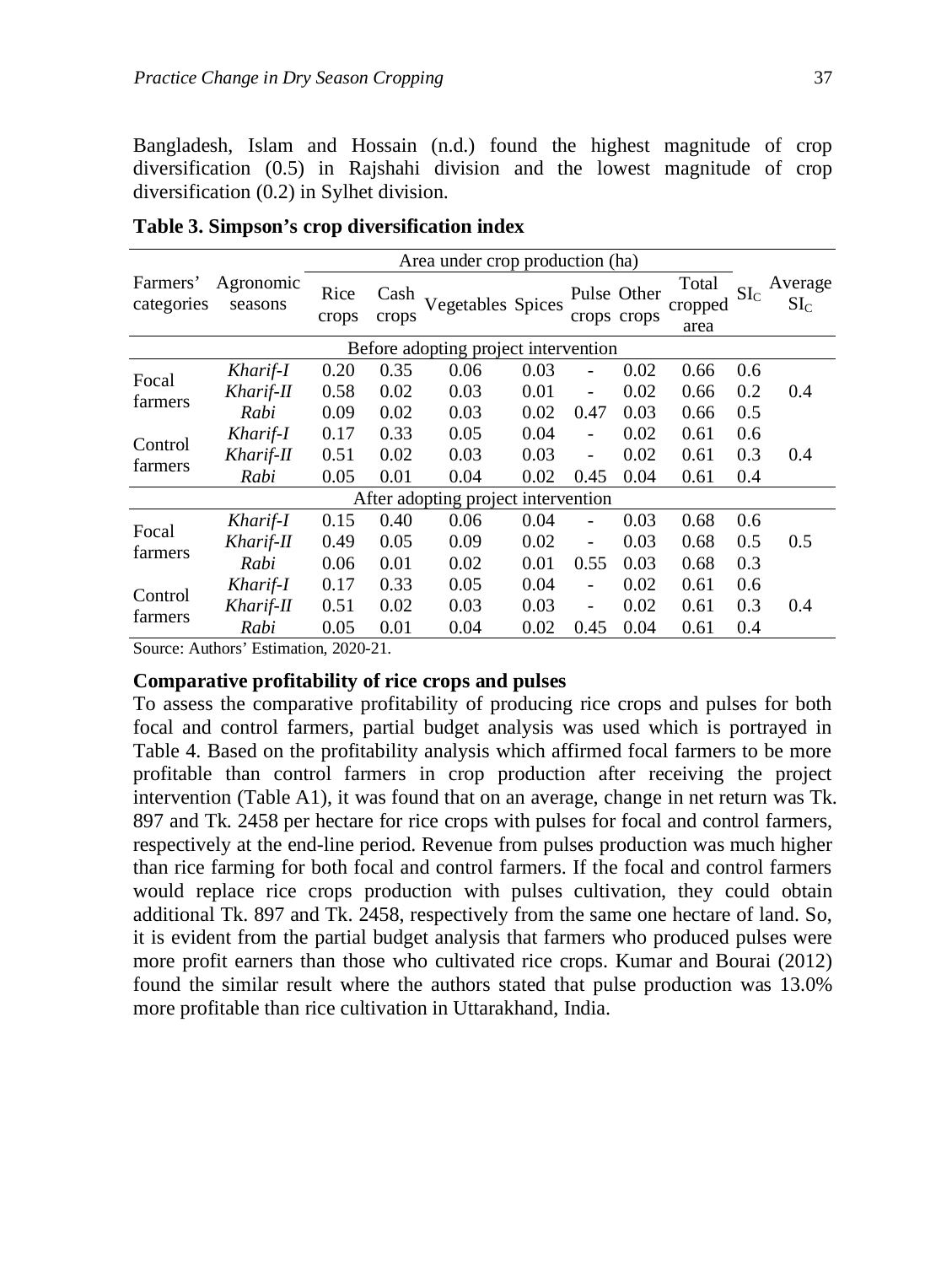Bangladesh, Islam and Hossain (n.d.) found the highest magnitude of crop diversification (0.5) in Rajshahi division and the lowest magnitude of crop diversification (0.2) in Sylhet division.

**Table 3. Simpson's crop diversification index**

| Farmers' categories | Agronomic seasons | Area under crop production (ha) | | | | | | | $SI_C$ | Average $SI_C$ |
|---|---|---|---|---|---|---|---|---|---|---|
| | | Rice crops | Cash crops | Vegetables | Spices | Pulse crops | Other crops | Total cropped area | | |
| Before adopting project intervention | | | | | | | | | | |
| Focal farmers | *Kharif-I* | 0.20 | 0.35 | 0.06 | 0.03 | - | 0.02 | 0.66 | 0.6 | 0.4 |
| | *Kharif-II* | 0.58 | 0.02 | 0.03 | 0.01 | - | 0.02 | 0.66 | 0.2 | |
| | *Rabi* | 0.09 | 0.02 | 0.03 | 0.02 | 0.47 | 0.03 | 0.66 | 0.5 | |
| Control farmers | *Kharif-I* | 0.17 | 0.33 | 0.05 | 0.04 | - | 0.02 | 0.61 | 0.6 | 0.4 |
| | *Kharif-II* | 0.51 | 0.02 | 0.03 | 0.03 | - | 0.02 | 0.61 | 0.3 | |
| | *Rabi* | 0.05 | 0.01 | 0.04 | 0.02 | 0.45 | 0.04 | 0.61 | 0.4 | |
| After adopting project intervention | | | | | | | | | | |
| Focal farmers | *Kharif-I* | 0.15 | 0.40 | 0.06 | 0.04 | - | 0.03 | 0.68 | 0.6 | 0.5 |
| | *Kharif-II* | 0.49 | 0.05 | 0.09 | 0.02 | - | 0.03 | 0.68 | 0.5 | |
| | *Rabi* | 0.06 | 0.01 | 0.02 | 0.01 | 0.55 | 0.03 | 0.68 | 0.3 | |
| Control farmers | *Kharif-I* | 0.17 | 0.33 | 0.05 | 0.04 | - | 0.02 | 0.61 | 0.6 | 0.4 |
| | *Kharif-II* | 0.51 | 0.02 | 0.03 | 0.03 | - | 0.02 | 0.61 | 0.3 | |
| | *Rabi* | 0.05 | 0.01 | 0.04 | 0.02 | 0.45 | 0.04 | 0.61 | 0.4 | |

Source: Authors' Estimation, 2020-21.

**Comparative profitability of rice crops and pulses**

To assess the comparative profitability of producing rice crops and pulses for both focal and control farmers, partial budget analysis was used which is portrayed in Table 4. Based on the profitability analysis which affirmed focal farmers to be more profitable than control farmers in crop production after receiving the project intervention (Table A1), it was found that on an average, change in net return was Tk. 897 and Tk. 2458 per hectare for rice crops with pulses for focal and control farmers, respectively at the end-line period. Revenue from pulses production was much higher than rice farming for both focal and control farmers. If the focal and control farmers would replace rice crops production with pulses cultivation, they could obtain additional Tk. 897 and Tk. 2458, respectively from the same one hectare of land. So, it is evident from the partial budget analysis that farmers who produced pulses were more profit earners than those who cultivated rice crops. Kumar and Bourai (2012) found the similar result where the authors stated that pulse production was 13.0% more profitable than rice cultivation in Uttarakhand, India.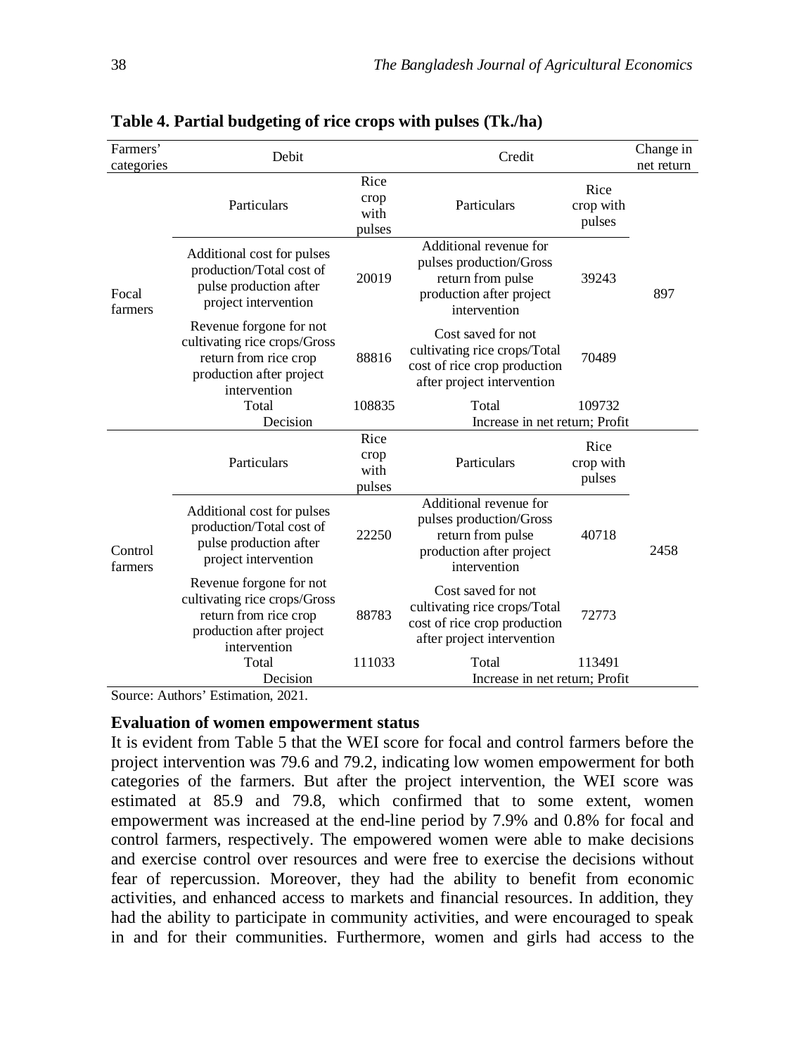**Table 4. Partial budgeting of rice crops with pulses (Tk./ha)**

| Farmers' categories | Debit | | Credit | | Change in net return |
|---|---|---|---|---|---|
| | Particulars | Rice crop with pulses | Particulars | Rice crop with pulses | |
| Focal farmers | Additional cost for pulses production/Total cost of pulse production after project intervention | 20019 | Additional revenue for pulses production/Gross return from pulse production after project intervention | 39243 | 897 |
| | Revenue forgone for not cultivating rice crops/Gross return from rice crop production after project intervention | 88816 | Cost saved for not cultivating rice crops/Total cost of rice crop production after project intervention | 70489 | |
| | Total | 108835 | Total | 109732 | |
| | Decision | | Increase in net return; Profit | | |
| | Particulars | Rice crop with pulses | Particulars | Rice crop with pulses | |
| Control farmers | Additional cost for pulses production/Total cost of pulse production after project intervention | 22250 | Additional revenue for pulses production/Gross return from pulse production after project intervention | 40718 | 2458 |
| | Revenue forgone for not cultivating rice crops/Gross return from rice crop production after project intervention | 88783 | Cost saved for not cultivating rice crops/Total cost of rice crop production after project intervention | 72773 | |
| | Total | 111033 | Total | 113491 | |
| | Decision | | Increase in net return; Profit | | |

Source: Authors' Estimation, 2021.

**Evaluation of women empowerment status**

It is evident from Table 5 that the WEI score for focal and control farmers before the project intervention was 79.6 and 79.2, indicating low women empowerment for both categories of the farmers. But after the project intervention, the WEI score was estimated at 85.9 and 79.8, which confirmed that to some extent, women empowerment was increased at the end-line period by 7.9% and 0.8% for focal and control farmers, respectively. The empowered women were able to make decisions and exercise control over resources and were free to exercise the decisions without fear of repercussion. Moreover, they had the ability to benefit from economic activities, and enhanced access to markets and financial resources. In addition, they had the ability to participate in community activities, and were encouraged to speak in and for their communities. Furthermore, women and girls had access to the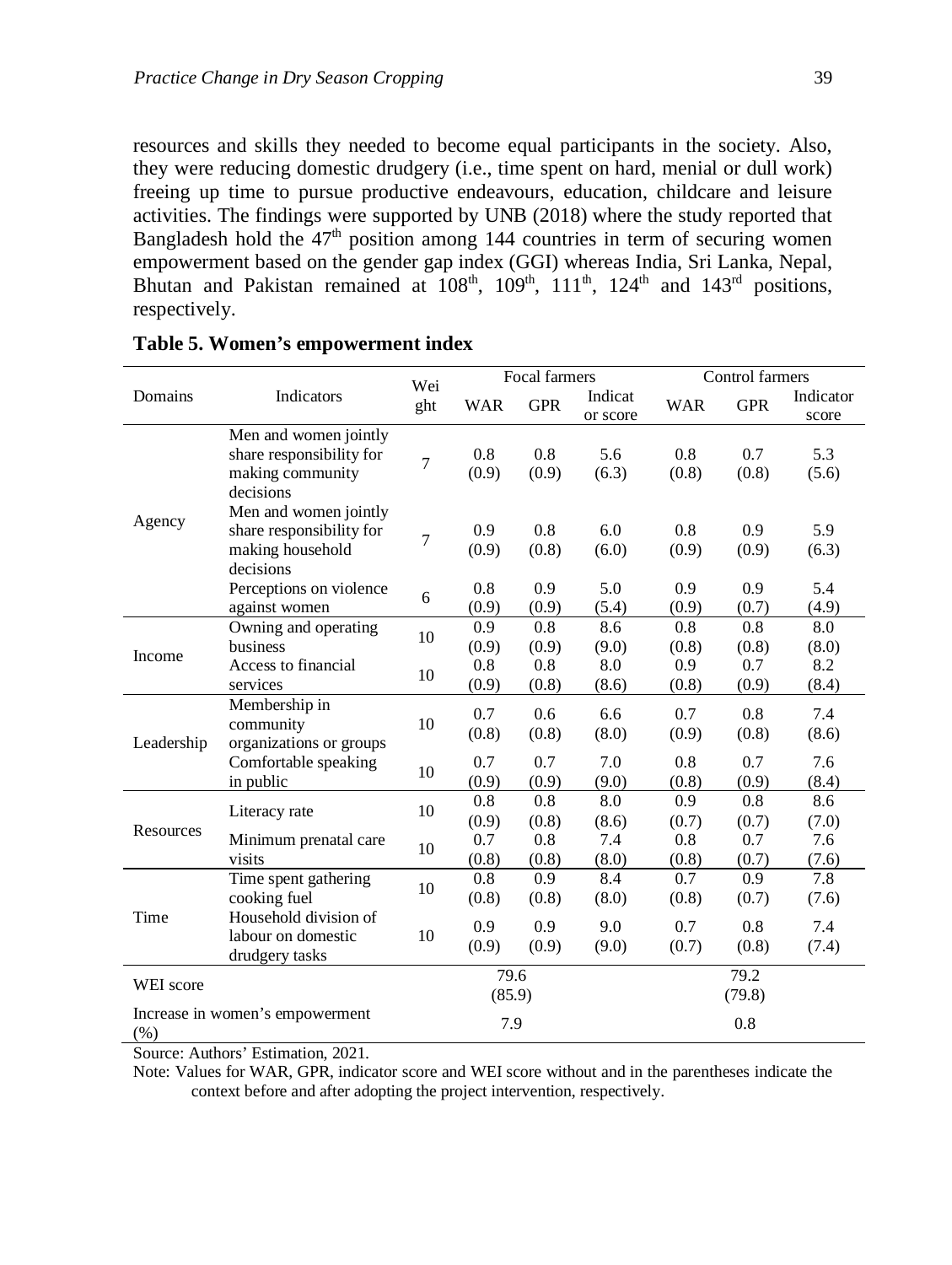resources and skills they needed to become equal participants in the society. Also, they were reducing domestic drudgery (i.e., time spent on hard, menial or dull work) freeing up time to pursue productive endeavours, education, childcare and leisure activities. The findings were supported by UNB (2018) where the study reported that Bangladesh hold the 47th position among 144 countries in term of securing women empowerment based on the gender gap index (GGI) whereas India, Sri Lanka, Nepal, Bhutan and Pakistan remained at 108th, 109th, 111th, 124th and 143rd positions, respectively.

**Table 5. Women's empowerment index**

| Domains | Indicators | Weight | Focal farmers | | | Control farmers | | |
|---|---|---|---|---|---|---|---|---|
| | | | WAR | GPR | Indicator score | WAR | GPR | Indicator score |
| Agency | Men and women jointly share responsibility for making community decisions | 7 | 0.8 (0.9) | 0.8 (0.9) | 5.6 (6.3) | 0.8 (0.8) | 0.7 (0.8) | 5.3 (5.6) |
| | Men and women jointly share responsibility for making household decisions | 7 | 0.9 (0.9) | 0.8 (0.8) | 6.0 (6.0) | 0.8 (0.9) | 0.9 (0.9) | 5.9 (6.3) |
| | Perceptions on violence against women | 6 | 0.8 (0.9) | 0.9 (0.9) | 5.0 (5.4) | 0.9 (0.9) | 0.9 (0.7) | 5.4 (4.9) |
| Income | Owning and operating business | 10 | 0.9 (0.9) | 0.8 (0.9) | 8.6 (9.0) | 0.8 (0.8) | 0.8 (0.8) | 8.0 (8.0) |
| | Access to financial services | 10 | 0.8 (0.9) | 0.8 (0.8) | 8.0 (8.6) | 0.9 (0.8) | 0.7 (0.9) | 8.2 (8.4) |
| Leadership | Membership in community organizations or groups | 10 | 0.7 (0.8) | 0.6 (0.8) | 6.6 (8.0) | 0.7 (0.9) | 0.8 (0.8) | 7.4 (8.6) |
| | Comfortable speaking in public | 10 | 0.7 (0.9) | 0.7 (0.9) | 7.0 (9.0) | 0.8 (0.8) | 0.7 (0.9) | 7.6 (8.4) |
| Resources | Literacy rate | 10 | 0.8 (0.9) | 0.8 (0.8) | 8.0 (8.6) | 0.9 (0.7) | 0.8 (0.7) | 8.6 (7.0) |
| | Minimum prenatal care visits | 10 | 0.7 (0.8) | 0.8 (0.8) | 7.4 (8.0) | 0.8 (0.8) | 0.7 (0.7) | 7.6 (7.6) |
| Time | Time spent gathering cooking fuel | 10 | 0.8 (0.8) | 0.9 (0.8) | 8.4 (8.0) | 0.7 (0.8) | 0.9 (0.7) | 7.8 (7.6) |
| | Household division of labour on domestic drudgery tasks | 10 | 0.9 (0.9) | 0.9 (0.9) | 9.0 (9.0) | 0.7 (0.7) | 0.8 (0.8) | 7.4 (7.4) |
| WEI score | | | 79.6 (85.9) | | | 79.2 (79.8) | | |
| Increase in women's empowerment (%) | | | 7.9 | | | 0.8 | | |

Source: Authors' Estimation, 2021.

Note: Values for WAR, GPR, indicator score and WEI score without and in the parentheses indicate the context before and after adopting the project intervention, respectively.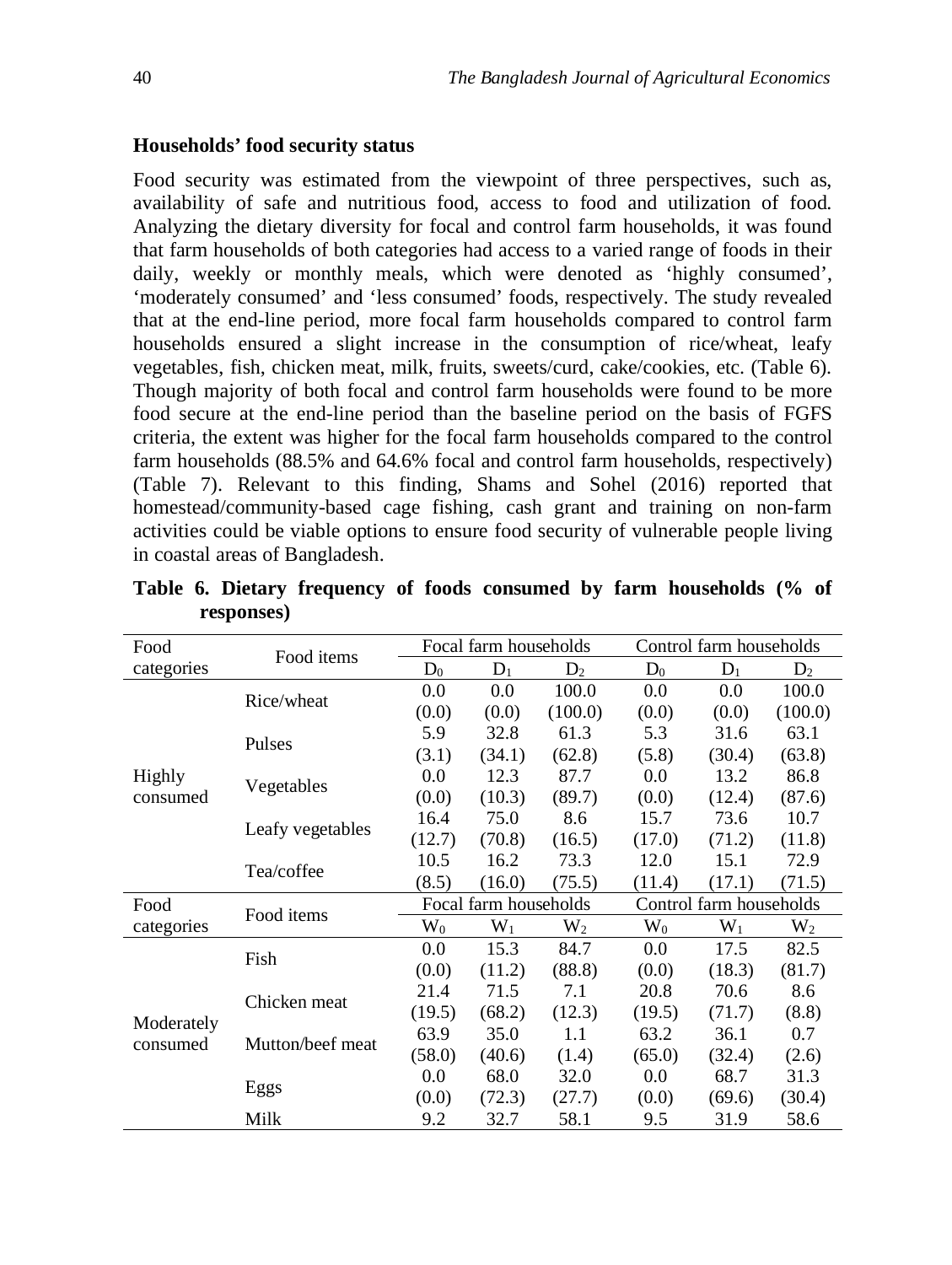**Households' food security status**

Food security was estimated from the viewpoint of three perspectives, such as, availability of safe and nutritious food, access to food and utilization of food. Analyzing the dietary diversity for focal and control farm households, it was found that farm households of both categories had access to a varied range of foods in their daily, weekly or monthly meals, which were denoted as 'highly consumed', 'moderately consumed' and 'less consumed' foods, respectively. The study revealed that at the end-line period, more focal farm households compared to control farm households ensured a slight increase in the consumption of rice/wheat, leafy vegetables, fish, chicken meat, milk, fruits, sweets/curd, cake/cookies, etc. (Table 6). Though majority of both focal and control farm households were found to be more food secure at the end-line period than the baseline period on the basis of FGFS criteria, the extent was higher for the focal farm households compared to the control farm households (88.5% and 64.6% focal and control farm households, respectively) (Table 7). Relevant to this finding, Shams and Sohel (2016) reported that homestead/community-based cage fishing, cash grant and training on non-farm activities could be viable options to ensure food security of vulnerable people living in coastal areas of Bangladesh.

**Table 6. Dietary frequency of foods consumed by farm households (% of responses)**

| Food categories | Food items | Focal farm households | | | Control farm households | | |
|---|---|---|---|---|---|---|---|
| | | $D_0$ | $D_1$ | $D_2$ | $D_0$ | $D_1$ | $D_2$ |
| Highly consumed | Rice/wheat | 0.0<br>(0.0) | 0.0<br>(0.0) | 100.0<br>(100.0) | 0.0<br>(0.0) | 0.0<br>(0.0) | 100.0<br>(100.0) |
| | Pulses | 5.9<br>(3.1) | 32.8<br>(34.1) | 61.3<br>(62.8) | 5.3<br>(5.8) | 31.6<br>(30.4) | 63.1<br>(63.8) |
| | Vegetables | 0.0<br>(0.0) | 12.3<br>(10.3) | 87.7<br>(89.7) | 0.0<br>(0.0) | 13.2<br>(12.4) | 86.8<br>(87.6) |
| | Leafy vegetables | 16.4<br>(12.7) | 75.0<br>(70.8) | 8.6<br>(16.5) | 15.7<br>(17.0) | 73.6<br>(71.2) | 10.7<br>(11.8) |
| | Tea/coffee | 10.5<br>(8.5) | 16.2<br>(16.0) | 73.3<br>(75.5) | 12.0<br>(11.4) | 15.1<br>(17.1) | 72.9<br>(71.5) |
| Food categories | Food items | Focal farm households | | | Control farm households | | |
| | | $W_0$ | $W_1$ | $W_2$ | $W_0$ | $W_1$ | $W_2$ |
| Moderately consumed | Fish | 0.0<br>(0.0) | 15.3<br>(11.2) | 84.7<br>(88.8) | 0.0<br>(0.0) | 17.5<br>(18.3) | 82.5<br>(81.7) |
| | Chicken meat | 21.4<br>(19.5) | 71.5<br>(68.2) | 7.1<br>(12.3) | 20.8<br>(19.5) | 70.6<br>(71.7) | 8.6<br>(8.8) |
| | Mutton/beef meat | 63.9<br>(58.0) | 35.0<br>(40.6) | 1.1<br>(1.4) | 63.2<br>(65.0) | 36.1<br>(32.4) | 0.7<br>(2.6) |
| | Eggs | 0.0<br>(0.0) | 68.0<br>(72.3) | 32.0<br>(27.7) | 0.0<br>(0.0) | 68.7<br>(69.6) | 31.3<br>(30.4) |
| | Milk | 9.2 | 32.7 | 58.1 | 9.5 | 31.9 | 58.6 |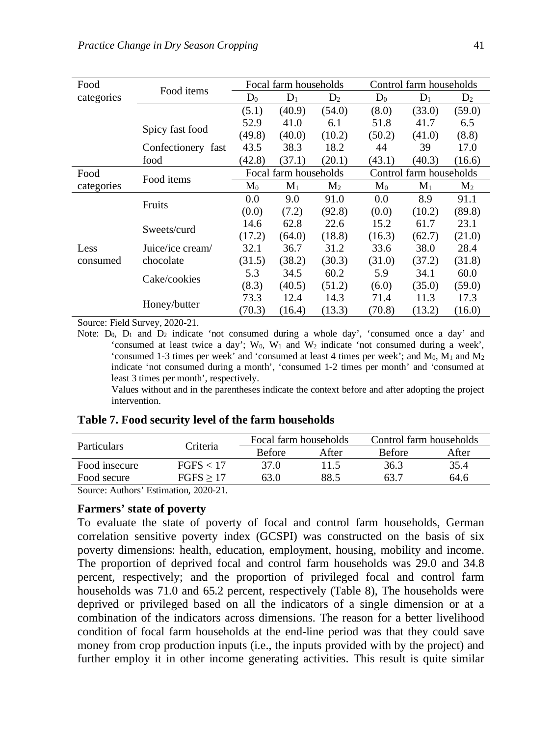| Food categories | Food items | Focal farm households | | | Control farm households | | |
|---|---|---|---|---|---|---|---|
| | | $D_0$ | $D_1$ | $D_2$ | $D_0$ | $D_1$ | $D_2$ |
| | | (5.1) | (40.9) | (54.0) | (8.0) | (33.0) | (59.0) |
| | Spicy fast food | 52.9 | 41.0 | 6.1 | 51.8 | 41.7 | 6.5 |
| | | (49.8) | (40.0) | (10.2) | (50.2) | (41.0) | (8.8) |
| | Confectionery fast food | 43.5 | 38.3 | 18.2 | 44 | 39 | 17.0 |
| | | (42.8) | (37.1) | (20.1) | (43.1) | (40.3) | (16.6) |
| Food categories | Food items | Focal farm households | | | Control farm households | | |
| | | $M_0$ | $M_1$ | $M_2$ | $M_0$ | $M_1$ | $M_2$ |
| Less consumed | Fruits | 0.0 | 9.0 | 91.0 | 0.0 | 8.9 | 91.1 |
| | | (0.0) | (7.2) | (92.8) | (0.0) | (10.2) | (89.8) |
| | Sweets/curd | 14.6 | 62.8 | 22.6 | 15.2 | 61.7 | 23.1 |
| | | (17.2) | (64.0) | (18.8) | (16.3) | (62.7) | (21.0) |
| | Juice/ice cream/ chocolate | 32.1 | 36.7 | 31.2 | 33.6 | 38.0 | 28.4 |
| | | (31.5) | (38.2) | (30.3) | (31.0) | (37.2) | (31.8) |
| | Cake/cookies | 5.3 | 34.5 | 60.2 | 5.9 | 34.1 | 60.0 |
| | | (8.3) | (40.5) | (51.2) | (6.0) | (35.0) | (59.0) |
| | Honey/butter | 73.3 | 12.4 | 14.3 | 71.4 | 11.3 | 17.3 |
| | | (70.3) | (16.4) | (13.3) | (70.8) | (13.2) | (16.0) |

Source: Field Survey, 2020-21.

Note: $D_0$, $D_1$ and $D_2$ indicate 'not consumed during a whole day', 'consumed once a day' and 'consumed at least twice a day'; $W_0$, $W_1$ and $W_2$ indicate 'not consumed during a week', 'consumed 1-3 times per week' and 'consumed at least 4 times per week'; and $M_0$, $M_1$ and $M_2$ indicate 'not consumed during a month', 'consumed 1-2 times per month' and 'consumed at least 3 times per month', respectively.

Values without and in the parentheses indicate the context before and after adopting the project intervention.

**Table 7. Food security level of the farm households**

| Particulars | Criteria | Focal farm households | | Control farm households | |
|---|---|---|---|---|---|
| | | Before | After | Before | After |
| Food insecure | FGFS < 17 | 37.0 | 11.5 | 36.3 | 35.4 |
| Food secure | FGFS ≥ 17 | 63.0 | 88.5 | 63.7 | 64.6 |

Source: Authors' Estimation, 2020-21.

**Farmers' state of poverty**

To evaluate the state of poverty of focal and control farm households, German correlation sensitive poverty index (GCSPI) was constructed on the basis of six poverty dimensions: health, education, employment, housing, mobility and income. The proportion of deprived focal and control farm households was 29.0 and 34.8 percent, respectively; and the proportion of privileged focal and control farm households was 71.0 and 65.2 percent, respectively (Table 8), The households were deprived or privileged based on all the indicators of a single dimension or at a combination of the indicators across dimensions. The reason for a better livelihood condition of focal farm households at the end-line period was that they could save money from crop production inputs (i.e., the inputs provided with by the project) and further employ it in other income generating activities. This result is quite similar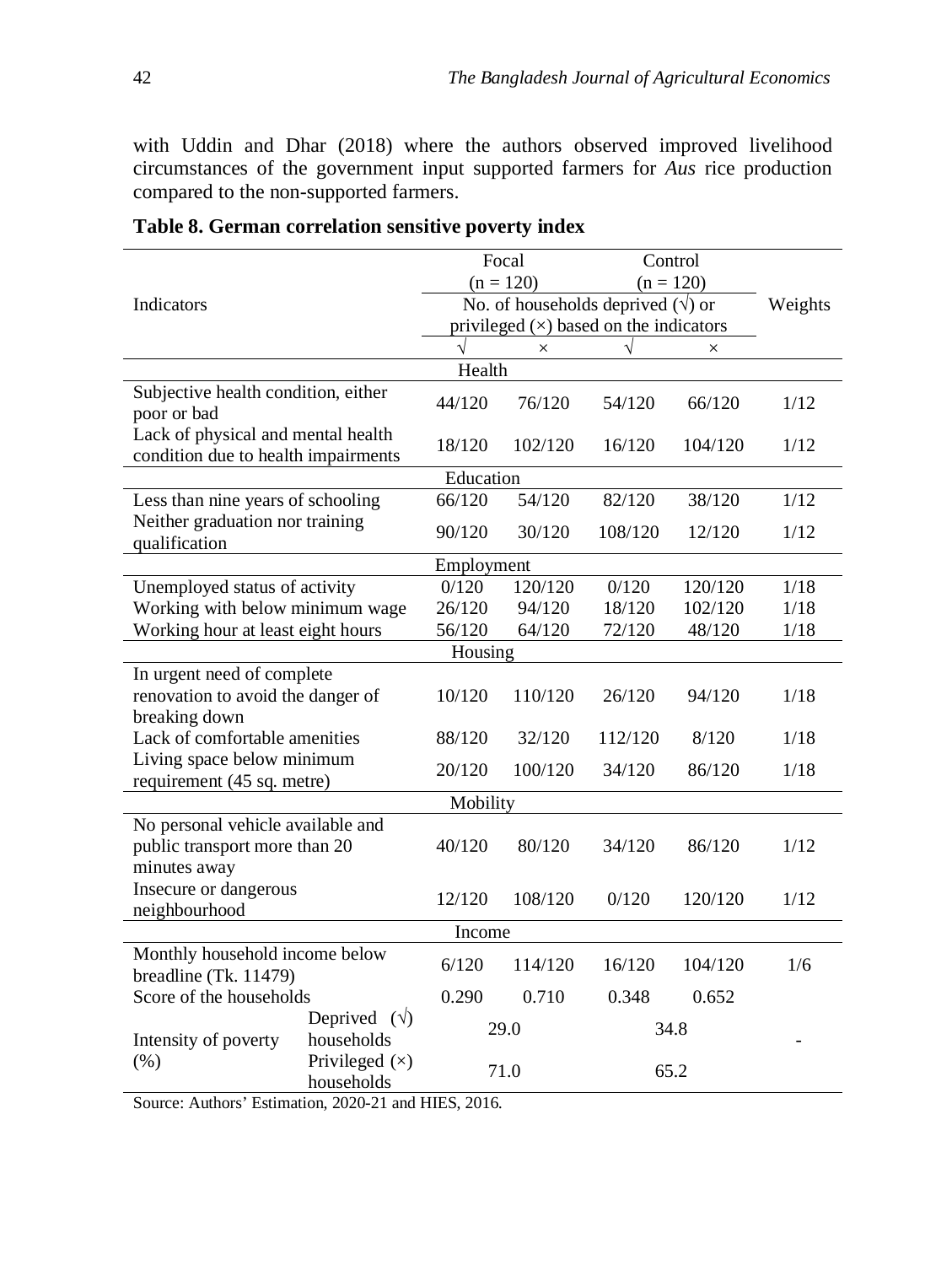with Uddin and Dhar (2018) where the authors observed improved livelihood circumstances of the government input supported farmers for *Aus* rice production compared to the non-supported farmers.

**Table 8. German correlation sensitive poverty index**

| Indicators | | Focal (n = 120) | | Control (n = 120) | | Weights |
|---|---|---|---|---|---|---|
| | | No. of households deprived (√) or privileged (×) based on the indicators | | | | |
| | | √ | × | √ | × | |
| **Health** | | | | | | |
| Subjective health condition, either poor or bad | | 44/120 | 76/120 | 54/120 | 66/120 | 1/12 |
| Lack of physical and mental health condition due to health impairments | | 18/120 | 102/120 | 16/120 | 104/120 | 1/12 |
| **Education** | | | | | | |
| Less than nine years of schooling | | 66/120 | 54/120 | 82/120 | 38/120 | 1/12 |
| Neither graduation nor training qualification | | 90/120 | 30/120 | 108/120 | 12/120 | 1/12 |
| **Employment** | | | | | | |
| Unemployed status of activity | | 0/120 | 120/120 | 0/120 | 120/120 | 1/18 |
| Working with below minimum wage | | 26/120 | 94/120 | 18/120 | 102/120 | 1/18 |
| Working hour at least eight hours | | 56/120 | 64/120 | 72/120 | 48/120 | 1/18 |
| **Housing** | | | | | | |
| In urgent need of complete renovation to avoid the danger of breaking down | | 10/120 | 110/120 | 26/120 | 94/120 | 1/18 |
| Lack of comfortable amenities | | 88/120 | 32/120 | 112/120 | 8/120 | 1/18 |
| Living space below minimum requirement (45 sq. metre) | | 20/120 | 100/120 | 34/120 | 86/120 | 1/18 |
| **Mobility** | | | | | | |
| No personal vehicle available and public transport more than 20 minutes away | | 40/120 | 80/120 | 34/120 | 86/120 | 1/12 |
| Insecure or dangerous neighbourhood | | 12/120 | 108/120 | 0/120 | 120/120 | 1/12 |
| **Income** | | | | | | |
| Monthly household income below breadline (Tk. 11479) | | 6/120 | 114/120 | 16/120 | 104/120 | 1/6 |
| Score of the households | | 0.290 | 0.710 | 0.348 | 0.652 | |
| Intensity of poverty (%) | Deprived (√) households | 29.0 | | 34.8 | | - |
| | Privileged (×) households | 71.0 | | 65.2 | | |

Source: Authors' Estimation, 2020-21 and HIES, 2016.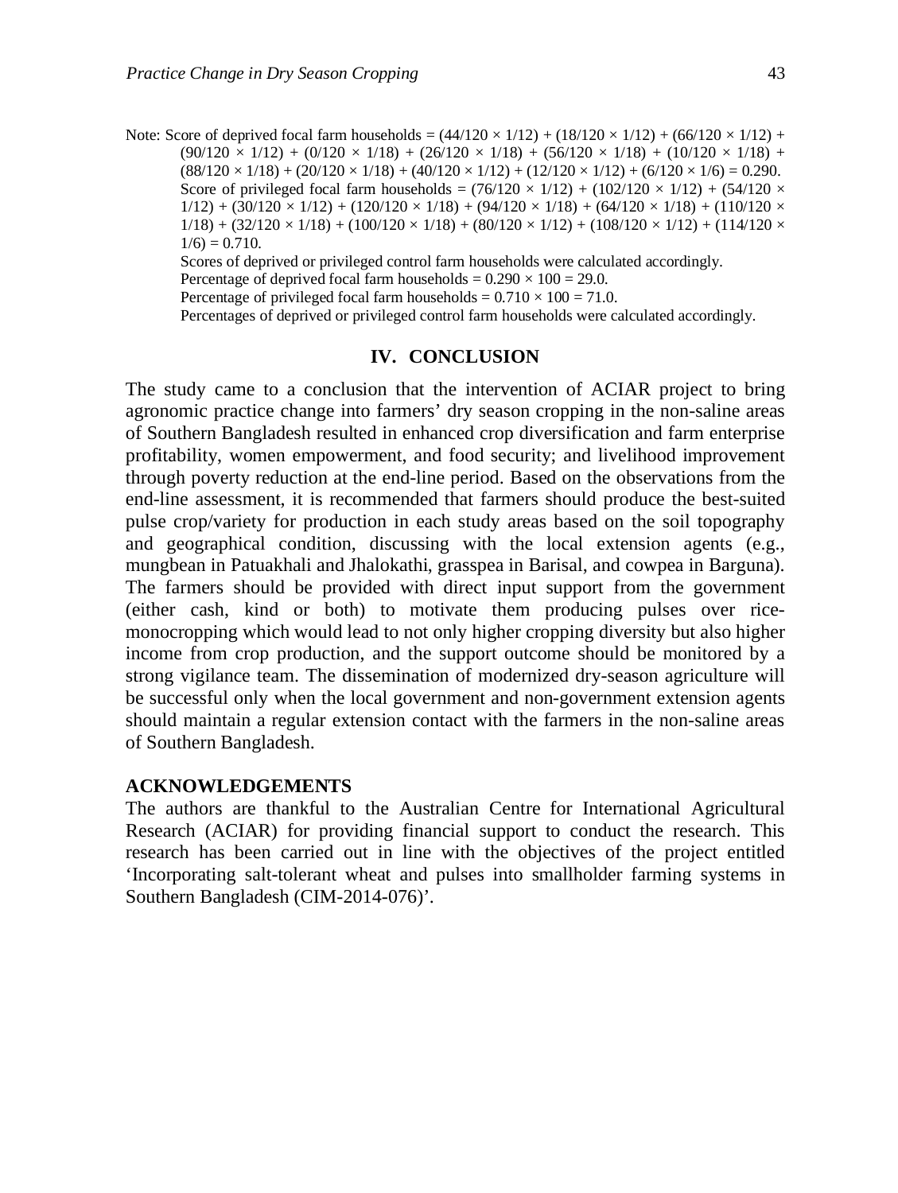Note: Score of deprived focal farm households = $(44/120 \times 1/12) + (18/120 \times 1/12) + (66/120 \times 1/12) + (90/120 \times 1/12) + (0/120 \times 1/18) + (26/120 \times 1/18) + (56/120 \times 1/18) + (10/120 \times 1/18) + (88/120 \times 1/18) + (20/120 \times 1/18) + (40/120 \times 1/12) + (12/120 \times 1/12) + (6/120 \times 1/6) = 0.290$.

Score of privileged focal farm households = $(76/120 \times 1/12) + (102/120 \times 1/12) + (54/120 \times 1/12) + (30/120 \times 1/12) + (120/120 \times 1/18) + (94/120 \times 1/18) + (64/120 \times 1/18) + (110/120 \times 1/18) + (32/120 \times 1/18) + (100/120 \times 1/18) + (80/120 \times 1/12) + (108/120 \times 1/12) + (114/120 \times 1/6) = 0.710$.

Scores of deprived or privileged control farm households were calculated accordingly.

Percentage of deprived focal farm households = $0.290 \times 100 = 29.0$.

Percentage of privileged focal farm households = $0.710 \times 100 = 71.0$.

Percentages of deprived or privileged control farm households were calculated accordingly.

## IV. CONCLUSION

The study came to a conclusion that the intervention of ACIAR project to bring agronomic practice change into farmers' dry season cropping in the non-saline areas of Southern Bangladesh resulted in enhanced crop diversification and farm enterprise profitability, women empowerment, and food security; and livelihood improvement through poverty reduction at the end-line period. Based on the observations from the end-line assessment, it is recommended that farmers should produce the best-suited pulse crop/variety for production in each study areas based on the soil topography and geographical condition, discussing with the local extension agents (e.g., mungbean in Patuakhali and Jhalokathi, grasspea in Barisal, and cowpea in Barguna). The farmers should be provided with direct input support from the government (either cash, kind or both) to motivate them producing pulses over rice-monocropping which would lead to not only higher cropping diversity but also higher income from crop production, and the support outcome should be monitored by a strong vigilance team. The dissemination of modernized dry-season agriculture will be successful only when the local government and non-government extension agents should maintain a regular extension contact with the farmers in the non-saline areas of Southern Bangladesh.

## ACKNOWLEDGEMENTS

The authors are thankful to the Australian Centre for International Agricultural Research (ACIAR) for providing financial support to conduct the research. This research has been carried out in line with the objectives of the project entitled 'Incorporating salt-tolerant wheat and pulses into smallholder farming systems in Southern Bangladesh (CIM-2014-076)'.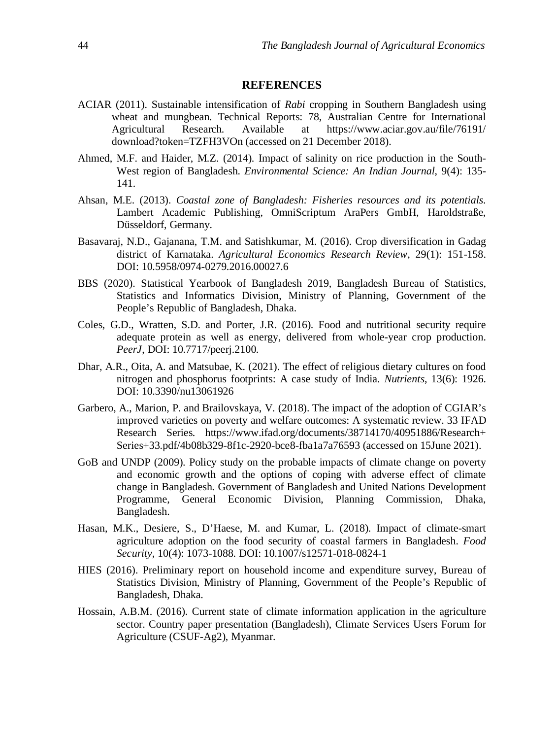## REFERENCES

ACIAR (2011). Sustainable intensification of *Rabi* cropping in Southern Bangladesh using wheat and mungbean. Technical Reports: 78, Australian Centre for International Agricultural Research. Available at https://www.aciar.gov.au/file/76191/download?token=TZFH3VOn (accessed on 21 December 2018).

Ahmed, M.F. and Haider, M.Z. (2014). Impact of salinity on rice production in the South-West region of Bangladesh. *Environmental Science: An Indian Journal*, 9(4): 135-141.

Ahsan, M.E. (2013). *Coastal zone of Bangladesh: Fisheries resources and its potentials*. Lambert Academic Publishing, OmniScriptum AraPers GmbH, Haroldstraße, Düsseldorf, Germany.

Basavaraj, N.D., Gajanana, T.M. and Satishkumar, M. (2016). Crop diversification in Gadag district of Karnataka. *Agricultural Economics Research Review*, 29(1): 151-158. DOI: 10.5958/0974-0279.2016.00027.6

BBS (2020). Statistical Yearbook of Bangladesh 2019, Bangladesh Bureau of Statistics, Statistics and Informatics Division, Ministry of Planning, Government of the People's Republic of Bangladesh, Dhaka.

Coles, G.D., Wratten, S.D. and Porter, J.R. (2016). Food and nutritional security require adequate protein as well as energy, delivered from whole-year crop production. *PeerJ*, DOI: 10.7717/peerj.2100.

Dhar, A.R., Oita, A. and Matsubae, K. (2021). The effect of religious dietary cultures on food nitrogen and phosphorus footprints: A case study of India. *Nutrients*, 13(6): 1926. DOI: 10.3390/nu13061926

Garbero, A., Marion, P. and Brailovskaya, V. (2018). The impact of the adoption of CGIAR's improved varieties on poverty and welfare outcomes: A systematic review. 33 IFAD Research Series. https://www.ifad.org/documents/38714170/40951886/Research+Series+33.pdf/4b08b329-8f1c-2920-bce8-fba1a7a76593 (accessed on 15June 2021).

GoB and UNDP (2009). Policy study on the probable impacts of climate change on poverty and economic growth and the options of coping with adverse effect of climate change in Bangladesh. Government of Bangladesh and United Nations Development Programme, General Economic Division, Planning Commission, Dhaka, Bangladesh.

Hasan, M.K., Desiere, S., D'Haese, M. and Kumar, L. (2018). Impact of climate-smart agriculture adoption on the food security of coastal farmers in Bangladesh. *Food Security*, 10(4): 1073-1088. DOI: 10.1007/s12571-018-0824-1

HIES (2016). Preliminary report on household income and expenditure survey, Bureau of Statistics Division, Ministry of Planning, Government of the People's Republic of Bangladesh, Dhaka.

Hossain, A.B.M. (2016). Current state of climate information application in the agriculture sector. Country paper presentation (Bangladesh), Climate Services Users Forum for Agriculture (CSUF-Ag2), Myanmar.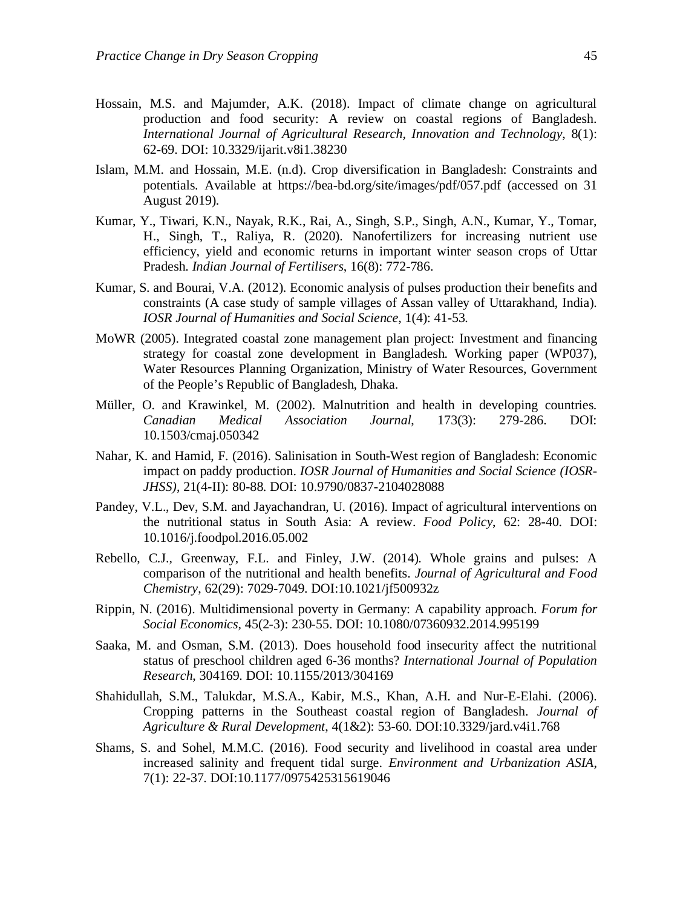Hossain, M.S. and Majumder, A.K. (2018). Impact of climate change on agricultural production and food security: A review on coastal regions of Bangladesh. *International Journal of Agricultural Research, Innovation and Technology*, 8(1): 62-69. DOI: 10.3329/ijarit.v8i1.38230

Islam, M.M. and Hossain, M.E. (n.d). Crop diversification in Bangladesh: Constraints and potentials. Available at https://bea-bd.org/site/images/pdf/057.pdf (accessed on 31 August 2019).

Kumar, Y., Tiwari, K.N., Nayak, R.K., Rai, A., Singh, S.P., Singh, A.N., Kumar, Y., Tomar, H., Singh, T., Raliya, R. (2020). Nanofertilizers for increasing nutrient use efficiency, yield and economic returns in important winter season crops of Uttar Pradesh. *Indian Journal of Fertilisers*, 16(8): 772-786.

Kumar, S. and Bourai, V.A. (2012). Economic analysis of pulses production their benefits and constraints (A case study of sample villages of Assan valley of Uttarakhand, India). *IOSR Journal of Humanities and Social Science*, 1(4): 41-53.

MoWR (2005). Integrated coastal zone management plan project: Investment and financing strategy for coastal zone development in Bangladesh. Working paper (WP037), Water Resources Planning Organization, Ministry of Water Resources, Government of the People's Republic of Bangladesh, Dhaka.

Müller, O. and Krawinkel, M. (2002). Malnutrition and health in developing countries. *Canadian Medical Association Journal*, 173(3): 279-286. DOI: 10.1503/cmaj.050342

Nahar, K. and Hamid, F. (2016). Salinisation in South-West region of Bangladesh: Economic impact on paddy production. *IOSR Journal of Humanities and Social Science (IOSR-JHSS)*, 21(4-II): 80-88. DOI: 10.9790/0837-2104028088

Pandey, V.L., Dev, S.M. and Jayachandran, U. (2016). Impact of agricultural interventions on the nutritional status in South Asia: A review. *Food Policy*, 62: 28-40. DOI: 10.1016/j.foodpol.2016.05.002

Rebello, C.J., Greenway, F.L. and Finley, J.W. (2014). Whole grains and pulses: A comparison of the nutritional and health benefits. *Journal of Agricultural and Food Chemistry*, 62(29): 7029-7049. DOI:10.1021/jf500932z

Rippin, N. (2016). Multidimensional poverty in Germany: A capability approach. *Forum for Social Economics*, 45(2-3): 230-55. DOI: 10.1080/07360932.2014.995199

Saaka, M. and Osman, S.M. (2013). Does household food insecurity affect the nutritional status of preschool children aged 6-36 months? *International Journal of Population Research*, 304169. DOI: 10.1155/2013/304169

Shahidullah, S.M., Talukdar, M.S.A., Kabir, M.S., Khan, A.H. and Nur-E-Elahi. (2006). Cropping patterns in the Southeast coastal region of Bangladesh. *Journal of Agriculture & Rural Development*, 4(1&2): 53-60. DOI:10.3329/jard.v4i1.768

Shams, S. and Sohel, M.M.C. (2016). Food security and livelihood in coastal area under increased salinity and frequent tidal surge. *Environment and Urbanization ASIA*, 7(1): 22-37. DOI:10.1177/0975425315619046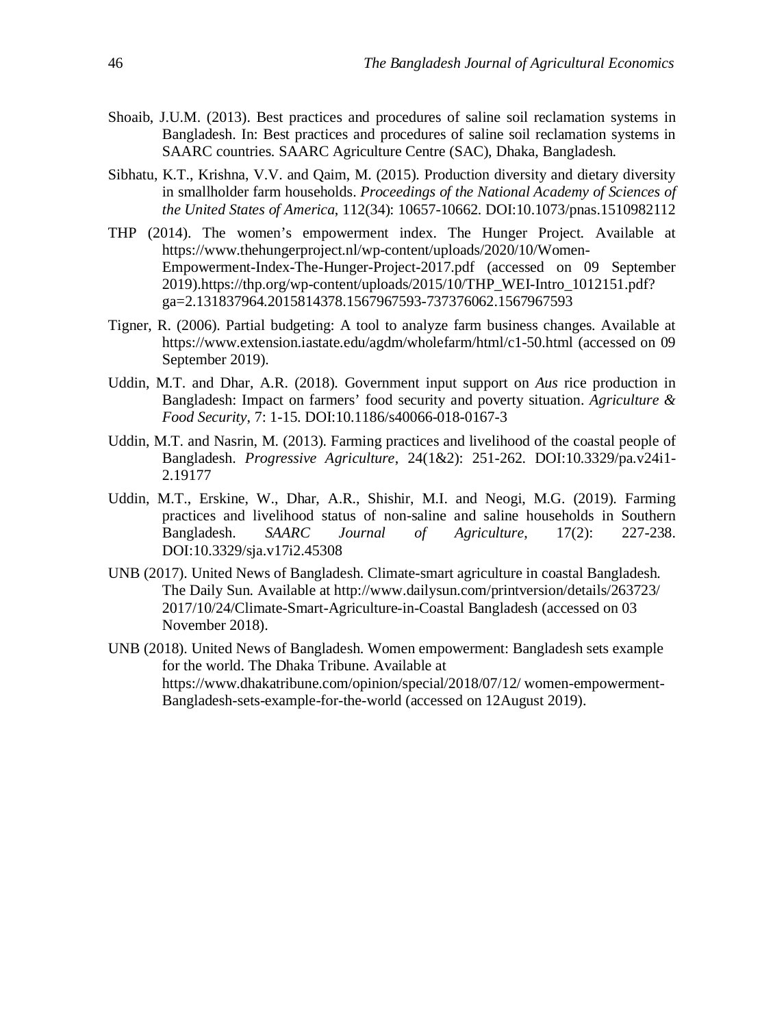Shoaib, J.U.M. (2013). Best practices and procedures of saline soil reclamation systems in Bangladesh. In: Best practices and procedures of saline soil reclamation systems in SAARC countries. SAARC Agriculture Centre (SAC), Dhaka, Bangladesh.

Sibhatu, K.T., Krishna, V.V. and Qaim, M. (2015). Production diversity and dietary diversity in smallholder farm households. *Proceedings of the National Academy of Sciences of the United States of America*, 112(34): 10657-10662. DOI:10.1073/pnas.1510982112

THP (2014). The women's empowerment index. The Hunger Project. Available at https://www.thehungerproject.nl/wp-content/uploads/2020/10/Women-Empowerment-Index-The-Hunger-Project-2017.pdf (accessed on 09 September 2019).https://thp.org/wp-content/uploads/2015/10/THP_WEI-Intro_1012151.pdf?ga=2.131837964.2015814378.1567967593-737376062.1567967593

Tigner, R. (2006). Partial budgeting: A tool to analyze farm business changes. Available at https://www.extension.iastate.edu/agdm/wholefarm/html/c1-50.html (accessed on 09 September 2019).

Uddin, M.T. and Dhar, A.R. (2018). Government input support on *Aus* rice production in Bangladesh: Impact on farmers' food security and poverty situation. *Agriculture & Food Security*, 7: 1-15. DOI:10.1186/s40066-018-0167-3

Uddin, M.T. and Nasrin, M. (2013). Farming practices and livelihood of the coastal people of Bangladesh. *Progressive Agriculture*, 24(1&2): 251-262. DOI:10.3329/pa.v24i1-2.19177

Uddin, M.T., Erskine, W., Dhar, A.R., Shishir, M.I. and Neogi, M.G. (2019). Farming practices and livelihood status of non-saline and saline households in Southern Bangladesh. *SAARC Journal of Agriculture*, 17(2): 227-238. DOI:10.3329/sja.v17i2.45308

UNB (2017). United News of Bangladesh. Climate-smart agriculture in coastal Bangladesh. The Daily Sun. Available at http://www.dailysun.com/printversion/details/263723/2017/10/24/Climate-Smart-Agriculture-in-Coastal Bangladesh (accessed on 03 November 2018).

UNB (2018). United News of Bangladesh. Women empowerment: Bangladesh sets example for the world. The Dhaka Tribune. Available at https://www.dhakatribune.com/opinion/special/2018/07/12/ women-empowerment-Bangladesh-sets-example-for-the-world (accessed on 12August 2019).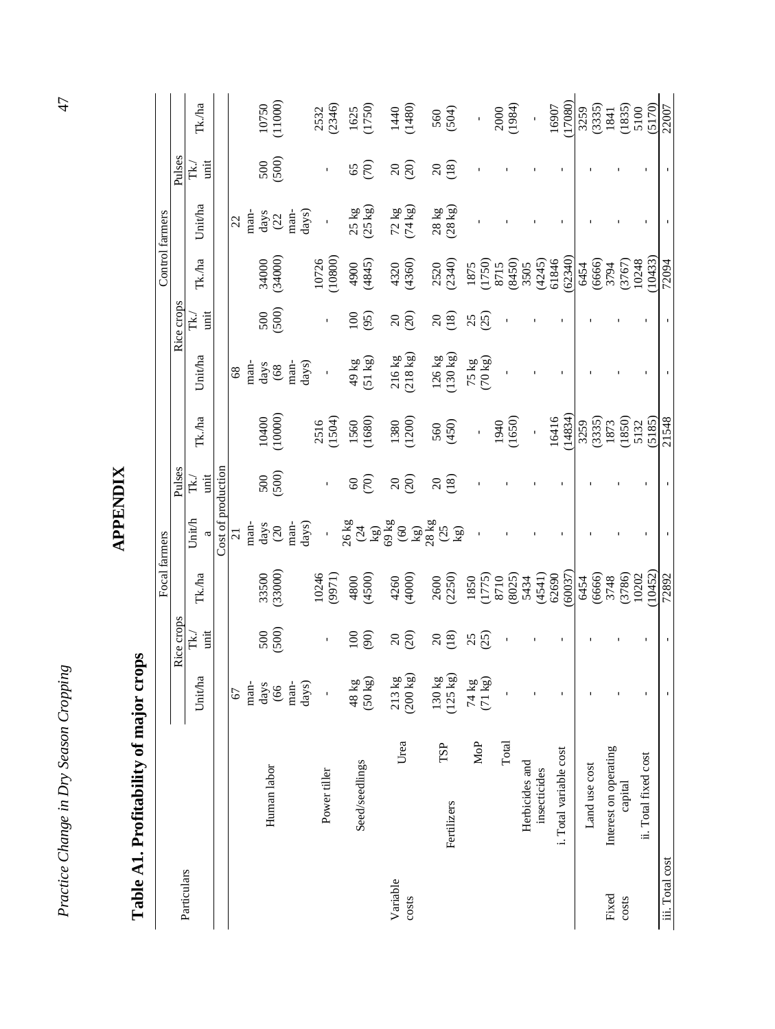# APPENDIX

## Table A1. Profitability of major crops

| Particulars | | | Focal farmers | | | | | | Control farmers | | | | | |
|---|---|---|---|---|---|---|---|---|---|---|---|---|---|---|
| | | | Rice crops | | | Pulses | | | Rice crops | | | Pulses | | |
| | | | Unit/ha | Tk./unit | Tk./ha | Unit/ha | Tk./unit | Tk./ha | Unit/ha | Tk./unit | Tk./ha | Unit/ha | Tk./unit | Tk./ha |
| Cost of production | | | | | | | | | | | | | | |
| Variable costs | Human labor | | 67 man-days (66 man-days) | 500 (500) | 33500 (33000) | 21 man-days (20 man-days) | 500 (500) | 10400 (10000) | 68 man-days (68 man-days) | 500 (500) | 34000 (34000) | 22 man-days (22 man-days) | 500 (500) | 10750 (11000) |
| | Power tiller | | - | - | 10246 (9971) | - | - | 2516 (1504) | - | - | 10726 (10800) | - | - | 2532 (2346) |
| | Seed/seedlings | | 48 kg (50 kg) | 100 (90) | 4800 (4500) | 26 kg (24 kg) | 60 (70) | 1560 (1680) | 49 kg (51 kg) | 100 (95) | 4900 (4845) | 25 kg (25 kg) | 65 (70) | 1625 (1750) |
| | Fertilizers | Urea | 213 kg (200 kg) | 20 (20) | 4260 (4000) | 69 kg (60 kg) | 20 (20) | 1380 (1200) | 216 kg (218 kg) | 20 (20) | 4320 (4360) | 72 kg (74 kg) | 20 (20) | 1440 (1480) |
| | | TSP | 130 kg (125 kg) | 20 (18) | 2600 (2250) | 28 kg (25 kg) | 20 (18) | 560 (450) | 126 kg (130 kg) | 20 (18) | 2520 (2340) | 28 kg (28 kg) | 20 (18) | 560 (504) |
| | | MoP | 74 kg (71 kg) | 25 (25) | 1850 (1775) | - | - | - | 75 kg (70 kg) | 25 (25) | 1875 (1750) | - | - | - |
| | | Total | - | - | 8710 (8025) | - | - | 1940 (1650) | - | - | 8715 (8450) | - | - | 2000 (1984) |
| | Herbicides and insecticides | | - | - | 5434 (4541) | - | - | - | - | - | 3505 (4245) | - | - | - |
| | i. Total variable cost | | - | - | 62690 (60037) | - | - | 16416 (14834) | - | - | 61846 (62340) | - | - | 16907 (17080) |
| Fixed costs | Land use cost | | - | - | 6454 (6666) | - | - | 3259 (3335) | - | - | 6454 (6666) | - | - | 3259 (3335) |
| | Interest on operating capital | | - | - | 3748 (3786) | - | - | 1873 (1850) | - | - | 3794 (3767) | - | - | 1841 (1835) |
| | ii. Total fixed cost | | - | - | 10202 (10452) | - | - | 5132 (5185) | - | - | 10248 (10433) | - | - | 5100 (5170) |
| iii. Total cost | | | - | - | 72892 | - | - | 21548 | - | - | 72094 | - | - | 22007 |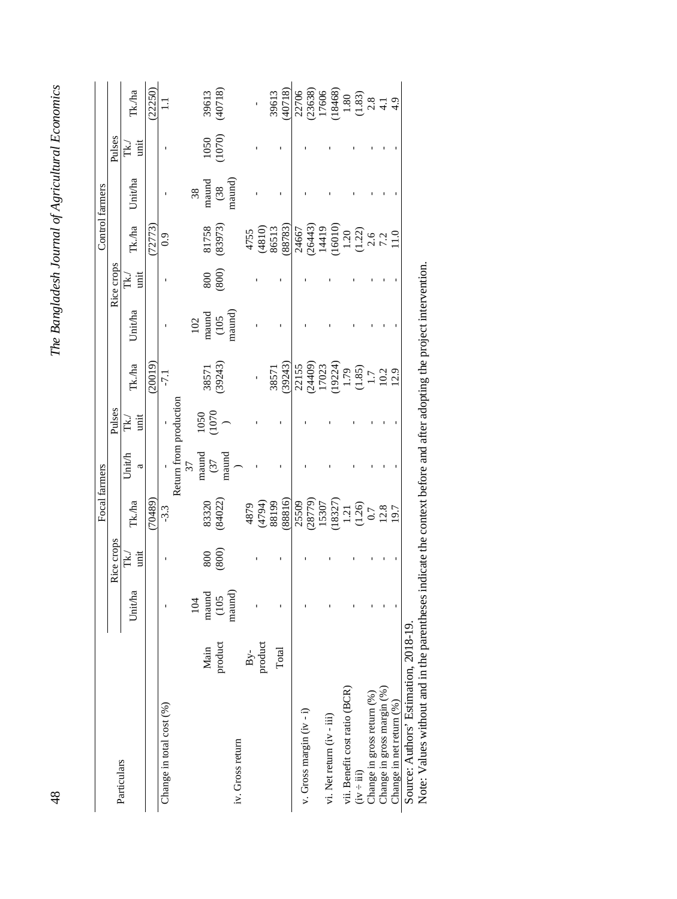| Particulars | | Focal farmers | | | | | | Control farmers | | | | | |
|---|---|---|---|---|---|---|---|---|---|---|---|---|---|
| | | Rice crops | | | Pulses | | | Rice crops | | | Pulses | | |
| | | Unit/ha | Tk./unit | Tk./ha | Unit/ha | Tk./unit | Tk./ha | Unit/ha | Tk./unit | Tk./ha | Unit/ha | Tk./unit | Tk./ha |
| | | | | (70489) | | | (20019) | | | (72773) | | | (22250) |
| Change in total cost (%) | | - | - | -3.3 | - | - | -7.1 | - | - | 0.9 | - | - | 1.1 |
| | | Return from production | | | | | | | | | | | |
| iv. Gross return | Main product | 104 maund (105 maund) | 800 (800) | 83320 (84022) | 37 maund (37 maund) | 1050 (1070) | 38571 (39243) | 102 maund (105 maund) | 800 (800) | 81758 (83973) | 38 maund (38 maund) | 1050 (1070) | 39613 (40718) |
| | By-product | - | - | 4879 (4794) | - | - | - | - | - | 4755 (4810) | - | - | - |
| | Total | - | - | 88199 (88816) | - | - | 38571 (39243) | - | - | 86513 (88783) | - | - | 39613 (40718) |
| v. Gross margin (iv - i) | | - | - | 25509 (28779) | - | - | 22155 (24409) | - | - | 24667 (26443) | - | - | 22706 (23638) |
| vi. Net return (iv - iii) | | - | - | 15307 (18327) | - | - | 17023 (19224) | - | - | 14419 (16010) | - | - | 17606 (18468) |
| vii. Benefit cost ratio (BCR) (iv ÷ ii) | | - | - | 1.21 (1.26) | - | - | 1.79 (1.85) | - | - | 1.20 (1.22) | - | - | 1.80 (1.83) |
| Change in gross return (%) | | - | - | 0.7 | - | - | 1.7 | - | - | 2.6 | - | - | 2.8 |
| Change in gross margin (%) | | - | - | 12.8 | - | - | 10.2 | - | - | 7.2 | - | - | 4.1 |
| Change in net return (%) | | - | - | 19.7 | - | - | 12.9 | - | - | 11.0 | - | - | 4.9 |

Source: Authors' Estimation, 2018-19.

Note: Values without and in the parentheses indicate the context before and after adopting the project intervention.